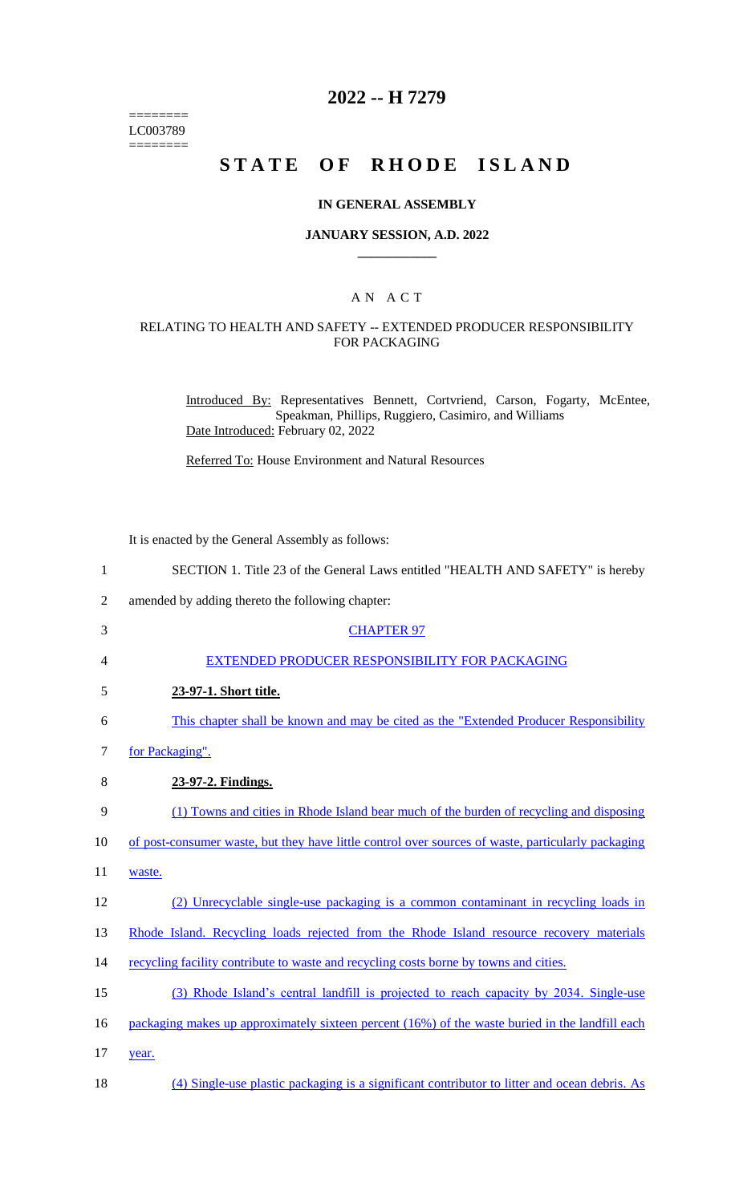========
LC003789
========

# 2022 -- H 7279

# STATE OF RHODE ISLAND

## IN GENERAL ASSEMBLY

### JANUARY SESSION, A.D. 2022

____________

## A N A C T

### RELATING TO HEALTH AND SAFETY -- EXTENDED PRODUCER RESPONSIBILITY FOR PACKAGING

Introduced By: Representatives Bennett, Cortvriend, Carson, Fogarty, McEntee, Speakman, Phillips, Ruggiero, Casimiro, and Williams

Date Introduced: February 02, 2022

Referred To: House Environment and Natural Resources

It is enacted by the General Assembly as follows:

1 SECTION 1. Title 23 of the General Laws entitled "HEALTH AND SAFETY" is hereby
2 amended by adding thereto the following chapter:

3 CHAPTER 97

4 EXTENDED PRODUCER RESPONSIBILITY FOR PACKAGING

5 **23-97-1. Short title.**

6 This chapter shall be known and may be cited as the "Extended Producer Responsibility
7 for Packaging".

8 **23-97-2. Findings.**

9 (1) Towns and cities in Rhode Island bear much of the burden of recycling and disposing
10 of post-consumer waste, but they have little control over sources of waste, particularly packaging
11 waste.

12 (2) Unrecyclable single-use packaging is a common contaminant in recycling loads in
13 Rhode Island. Recycling loads rejected from the Rhode Island resource recovery materials
14 recycling facility contribute to waste and recycling costs borne by towns and cities.

15 (3) Rhode Island's central landfill is projected to reach capacity by 2034. Single-use
16 packaging makes up approximately sixteen percent (16%) of the waste buried in the landfill each
17 year.

18 (4) Single-use plastic packaging is a significant contributor to litter and ocean debris. As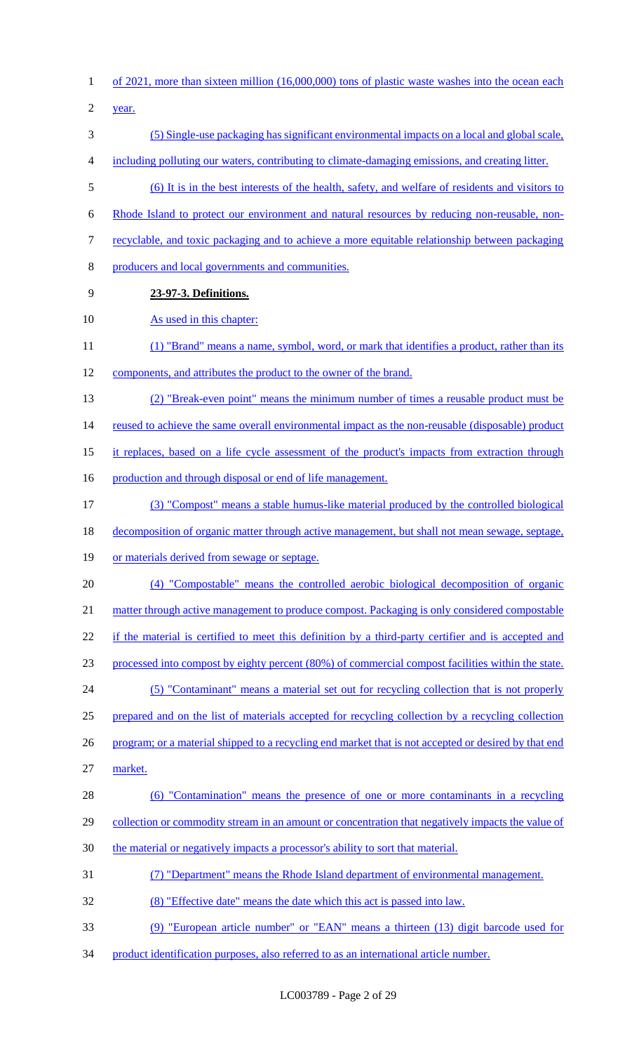of 2021, more than sixteen million (16,000,000) tons of plastic waste washes into the ocean each year.

(5) Single-use packaging has significant environmental impacts on a local and global scale, including polluting our waters, contributing to climate-damaging emissions, and creating litter.

(6) It is in the best interests of the health, safety, and welfare of residents and visitors to Rhode Island to protect our environment and natural resources by reducing non-reusable, non-recyclable, and toxic packaging and to achieve a more equitable relationship between packaging producers and local governments and communities.

**23-97-3. Definitions.**

As used in this chapter:

(1) "Brand" means a name, symbol, word, or mark that identifies a product, rather than its components, and attributes the product to the owner of the brand.

(2) "Break-even point" means the minimum number of times a reusable product must be reused to achieve the same overall environmental impact as the non-reusable (disposable) product it replaces, based on a life cycle assessment of the product's impacts from extraction through production and through disposal or end of life management.

(3) "Compost" means a stable humus-like material produced by the controlled biological decomposition of organic matter through active management, but shall not mean sewage, septage, or materials derived from sewage or septage.

(4) "Compostable" means the controlled aerobic biological decomposition of organic matter through active management to produce compost. Packaging is only considered compostable if the material is certified to meet this definition by a third-party certifier and is accepted and processed into compost by eighty percent (80%) of commercial compost facilities within the state.

(5) "Contaminant" means a material set out for recycling collection that is not properly prepared and on the list of materials accepted for recycling collection by a recycling collection program; or a material shipped to a recycling end market that is not accepted or desired by that end market.

(6) "Contamination" means the presence of one or more contaminants in a recycling collection or commodity stream in an amount or concentration that negatively impacts the value of the material or negatively impacts a processor's ability to sort that material.

(7) "Department" means the Rhode Island department of environmental management.

(8) "Effective date" means the date which this act is passed into law.

(9) "European article number" or "EAN" means a thirteen (13) digit barcode used for product identification purposes, also referred to as an international article number.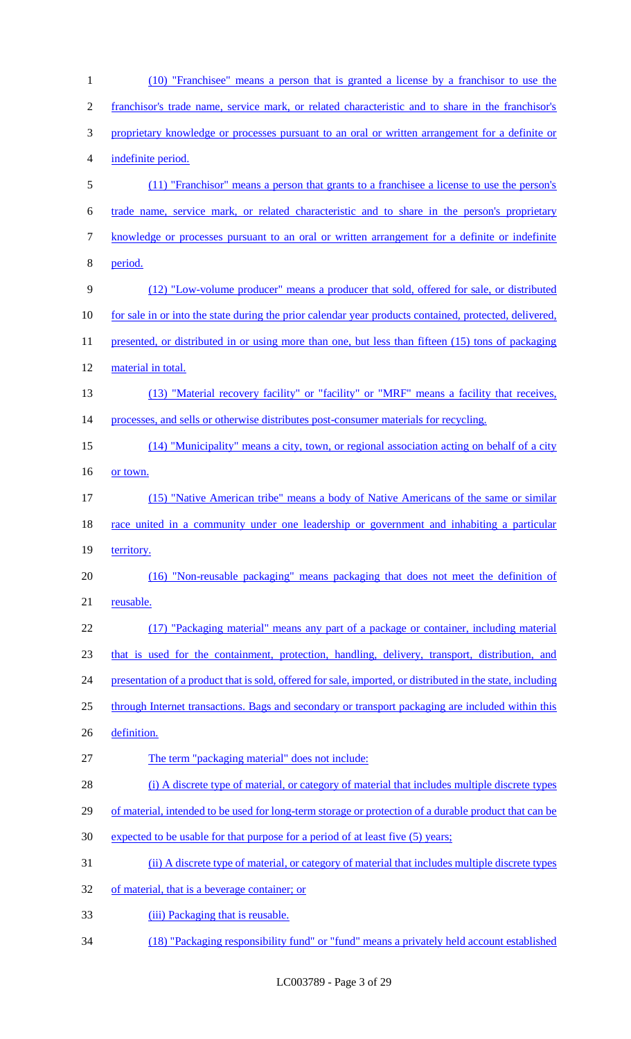(10) "Franchisee" means a person that is granted a license by a franchisor to use the franchisor's trade name, service mark, or related characteristic and to share in the franchisor's proprietary knowledge or processes pursuant to an oral or written arrangement for a definite or indefinite period.

(11) "Franchisor" means a person that grants to a franchisee a license to use the person's trade name, service mark, or related characteristic and to share in the person's proprietary knowledge or processes pursuant to an oral or written arrangement for a definite or indefinite period.

(12) "Low-volume producer" means a producer that sold, offered for sale, or distributed for sale in or into the state during the prior calendar year products contained, protected, delivered, presented, or distributed in or using more than one, but less than fifteen (15) tons of packaging material in total.

(13) "Material recovery facility" or "facility" or "MRF" means a facility that receives, processes, and sells or otherwise distributes post-consumer materials for recycling.

(14) "Municipality" means a city, town, or regional association acting on behalf of a city or town.

(15) "Native American tribe" means a body of Native Americans of the same or similar race united in a community under one leadership or government and inhabiting a particular territory.

(16) "Non-reusable packaging" means packaging that does not meet the definition of reusable.

(17) "Packaging material" means any part of a package or container, including material that is used for the containment, protection, handling, delivery, transport, distribution, and presentation of a product that is sold, offered for sale, imported, or distributed in the state, including through Internet transactions. Bags and secondary or transport packaging are included within this definition.

The term "packaging material" does not include:

(i) A discrete type of material, or category of material that includes multiple discrete types of material, intended to be used for long-term storage or protection of a durable product that can be expected to be usable for that purpose for a period of at least five (5) years;

(ii) A discrete type of material, or category of material that includes multiple discrete types of material, that is a beverage container; or

(iii) Packaging that is reusable.

(18) "Packaging responsibility fund" or "fund" means a privately held account established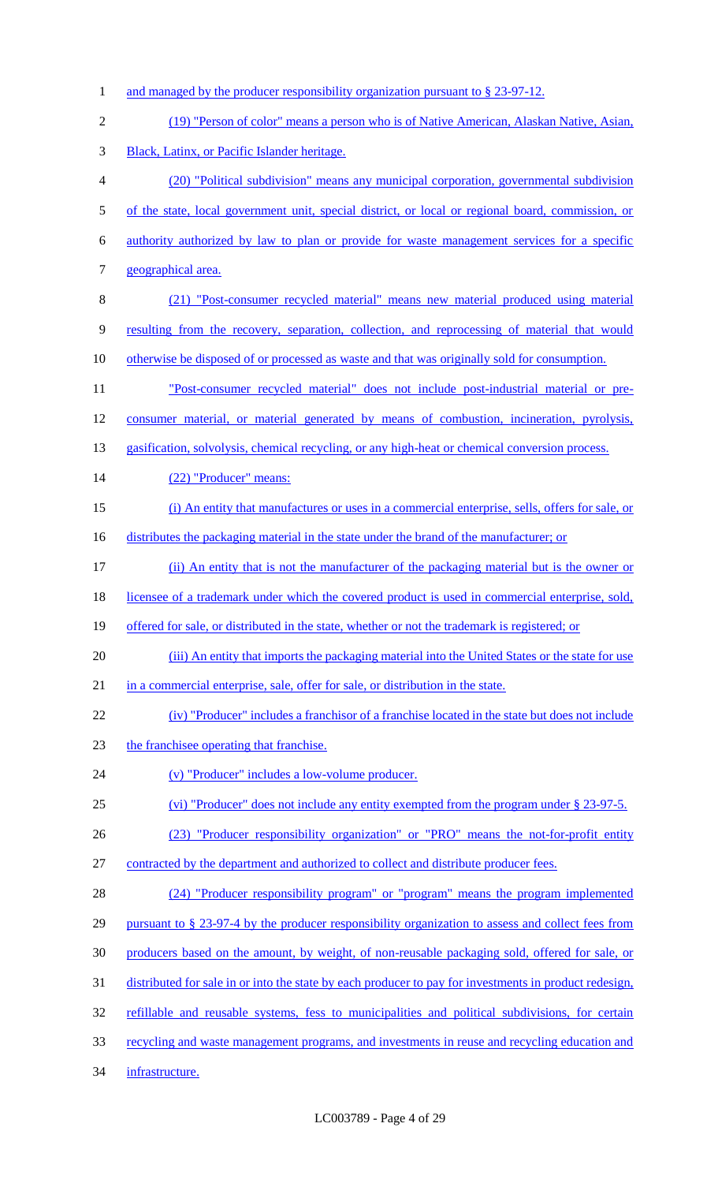and managed by the producer responsibility organization pursuant to § 23-97-12.

(19) "Person of color" means a person who is of Native American, Alaskan Native, Asian, Black, Latinx, or Pacific Islander heritage.

(20) "Political subdivision" means any municipal corporation, governmental subdivision of the state, local government unit, special district, or local or regional board, commission, or authority authorized by law to plan or provide for waste management services for a specific geographical area.

(21) "Post-consumer recycled material" means new material produced using material resulting from the recovery, separation, collection, and reprocessing of material that would otherwise be disposed of or processed as waste and that was originally sold for consumption. "Post-consumer recycled material" does not include post-industrial material or pre-consumer material, or material generated by means of combustion, incineration, pyrolysis, gasification, solvolysis, chemical recycling, or any high-heat or chemical conversion process.

(22) "Producer" means:

(i) An entity that manufactures or uses in a commercial enterprise, sells, offers for sale, or distributes the packaging material in the state under the brand of the manufacturer; or

(ii) An entity that is not the manufacturer of the packaging material but is the owner or licensee of a trademark under which the covered product is used in commercial enterprise, sold, offered for sale, or distributed in the state, whether or not the trademark is registered; or

(iii) An entity that imports the packaging material into the United States or the state for use in a commercial enterprise, sale, offer for sale, or distribution in the state.

(iv) "Producer" includes a franchisor of a franchise located in the state but does not include the franchisee operating that franchise.

(v) "Producer" includes a low-volume producer.

(vi) "Producer" does not include any entity exempted from the program under § 23-97-5.

(23) "Producer responsibility organization" or "PRO" means the not-for-profit entity contracted by the department and authorized to collect and distribute producer fees.

(24) "Producer responsibility program" or "program" means the program implemented pursuant to § 23-97-4 by the producer responsibility organization to assess and collect fees from producers based on the amount, by weight, of non-reusable packaging sold, offered for sale, or distributed for sale in or into the state by each producer to pay for investments in product redesign, refillable and reusable systems, fess to municipalities and political subdivisions, for certain recycling and waste management programs, and investments in reuse and recycling education and infrastructure.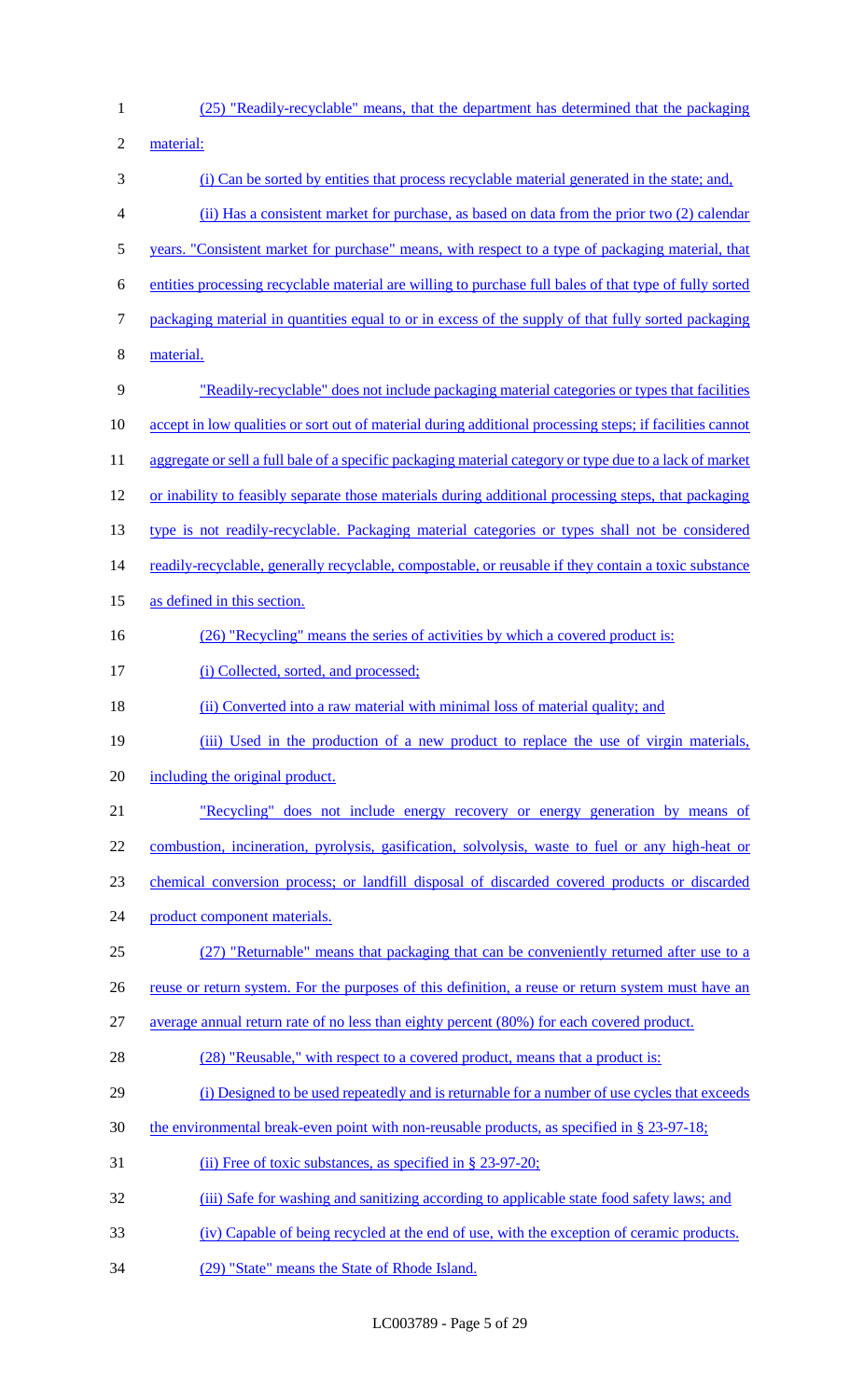(25) "Readily-recyclable" means, that the department has determined that the packaging material:

(i) Can be sorted by entities that process recyclable material generated in the state; and,

(ii) Has a consistent market for purchase, as based on data from the prior two (2) calendar years. "Consistent market for purchase" means, with respect to a type of packaging material, that entities processing recyclable material are willing to purchase full bales of that type of fully sorted packaging material in quantities equal to or in excess of the supply of that fully sorted packaging material.

"Readily-recyclable" does not include packaging material categories or types that facilities accept in low qualities or sort out of material during additional processing steps; if facilities cannot aggregate or sell a full bale of a specific packaging material category or type due to a lack of market or inability to feasibly separate those materials during additional processing steps, that packaging type is not readily-recyclable. Packaging material categories or types shall not be considered readily-recyclable, generally recyclable, compostable, or reusable if they contain a toxic substance as defined in this section.

(26) "Recycling" means the series of activities by which a covered product is:

(i) Collected, sorted, and processed;

(ii) Converted into a raw material with minimal loss of material quality; and

(iii) Used in the production of a new product to replace the use of virgin materials, including the original product.

"Recycling" does not include energy recovery or energy generation by means of combustion, incineration, pyrolysis, gasification, solvolysis, waste to fuel or any high-heat or chemical conversion process; or landfill disposal of discarded covered products or discarded product component materials.

(27) "Returnable" means that packaging that can be conveniently returned after use to a reuse or return system. For the purposes of this definition, a reuse or return system must have an average annual return rate of no less than eighty percent (80%) for each covered product.

(28) "Reusable," with respect to a covered product, means that a product is:

(i) Designed to be used repeatedly and is returnable for a number of use cycles that exceeds the environmental break-even point with non-reusable products, as specified in § 23-97-18;

(ii) Free of toxic substances, as specified in § 23-97-20;

(iii) Safe for washing and sanitizing according to applicable state food safety laws; and

(iv) Capable of being recycled at the end of use, with the exception of ceramic products.

(29) "State" means the State of Rhode Island.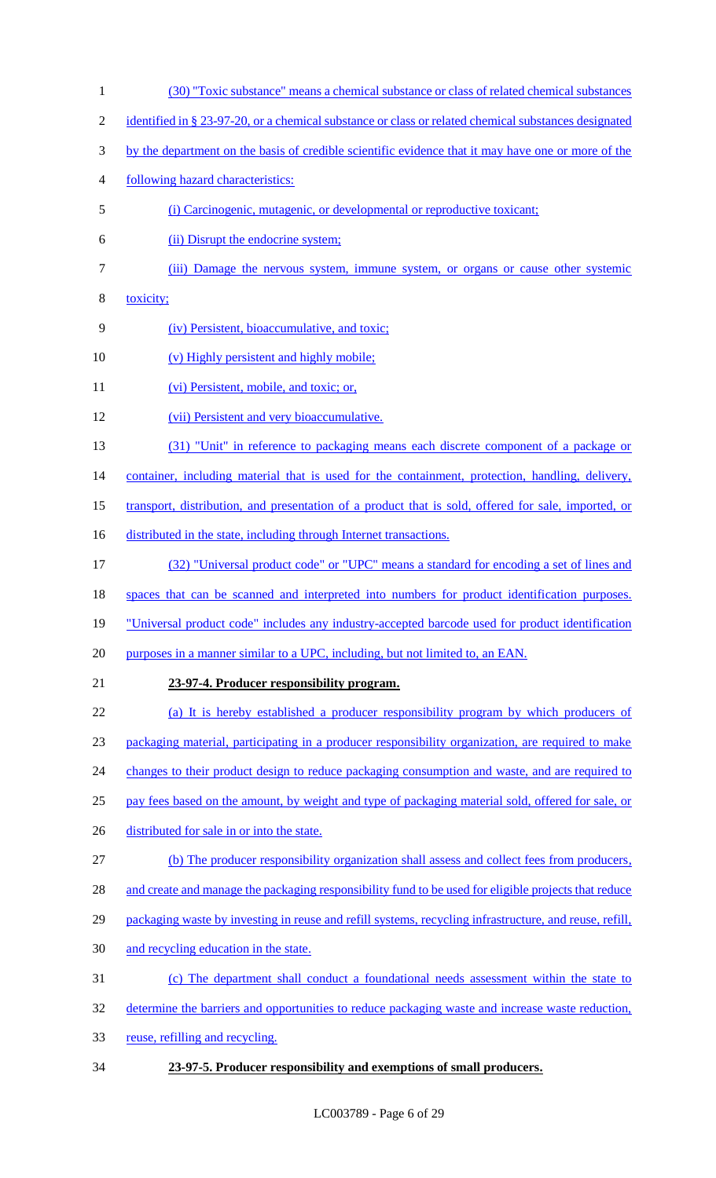(30) "Toxic substance" means a chemical substance or class of related chemical substances identified in § 23-97-20, or a chemical substance or class or related chemical substances designated by the department on the basis of credible scientific evidence that it may have one or more of the following hazard characteristics:

(i) Carcinogenic, mutagenic, or developmental or reproductive toxicant;

(ii) Disrupt the endocrine system;

(iii) Damage the nervous system, immune system, or organs or cause other systemic toxicity;

(iv) Persistent, bioaccumulative, and toxic;

(v) Highly persistent and highly mobile;

(vi) Persistent, mobile, and toxic; or,

(vii) Persistent and very bioaccumulative.

(31) "Unit" in reference to packaging means each discrete component of a package or container, including material that is used for the containment, protection, handling, delivery, transport, distribution, and presentation of a product that is sold, offered for sale, imported, or distributed in the state, including through Internet transactions.

(32) "Universal product code" or "UPC" means a standard for encoding a set of lines and spaces that can be scanned and interpreted into numbers for product identification purposes. "Universal product code" includes any industry-accepted barcode used for product identification purposes in a manner similar to a UPC, including, but not limited to, an EAN.

**23-97-4. Producer responsibility program.**

(a) It is hereby established a producer responsibility program by which producers of packaging material, participating in a producer responsibility organization, are required to make changes to their product design to reduce packaging consumption and waste, and are required to pay fees based on the amount, by weight and type of packaging material sold, offered for sale, or distributed for sale in or into the state.

(b) The producer responsibility organization shall assess and collect fees from producers, and create and manage the packaging responsibility fund to be used for eligible projects that reduce packaging waste by investing in reuse and refill systems, recycling infrastructure, and reuse, refill, and recycling education in the state.

(c) The department shall conduct a foundational needs assessment within the state to determine the barriers and opportunities to reduce packaging waste and increase waste reduction, reuse, refilling and recycling.

**23-97-5. Producer responsibility and exemptions of small producers.**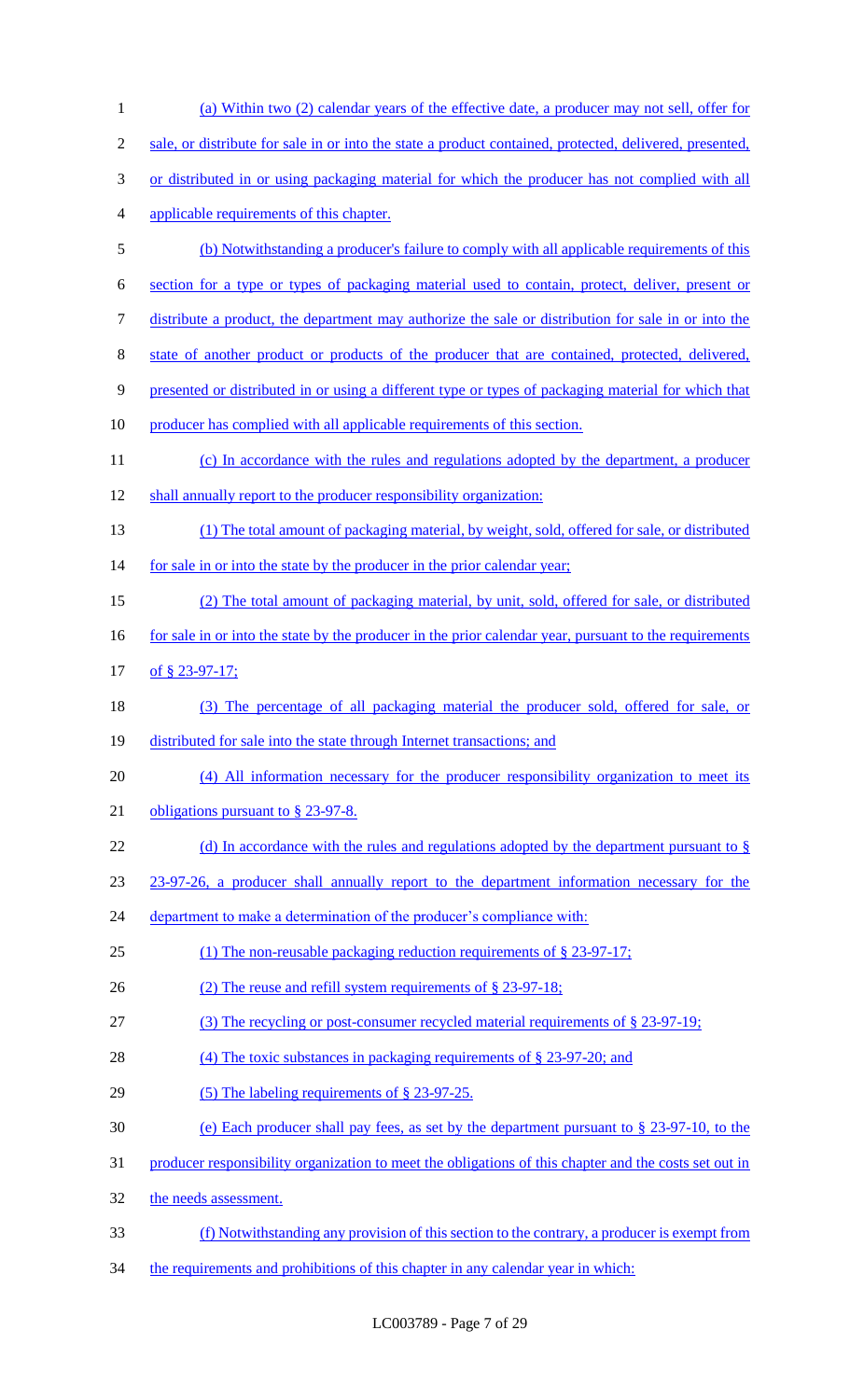(a) Within two (2) calendar years of the effective date, a producer may not sell, offer for sale, or distribute for sale in or into the state a product contained, protected, delivered, presented, or distributed in or using packaging material for which the producer has not complied with all applicable requirements of this chapter.

(b) Notwithstanding a producer's failure to comply with all applicable requirements of this section for a type or types of packaging material used to contain, protect, deliver, present or distribute a product, the department may authorize the sale or distribution for sale in or into the state of another product or products of the producer that are contained, protected, delivered, presented or distributed in or using a different type or types of packaging material for which that producer has complied with all applicable requirements of this section.

(c) In accordance with the rules and regulations adopted by the department, a producer shall annually report to the producer responsibility organization:

(1) The total amount of packaging material, by weight, sold, offered for sale, or distributed for sale in or into the state by the producer in the prior calendar year;

(2) The total amount of packaging material, by unit, sold, offered for sale, or distributed for sale in or into the state by the producer in the prior calendar year, pursuant to the requirements of § 23-97-17;

(3) The percentage of all packaging material the producer sold, offered for sale, or distributed for sale into the state through Internet transactions; and

(4) All information necessary for the producer responsibility organization to meet its obligations pursuant to § 23-97-8.

(d) In accordance with the rules and regulations adopted by the department pursuant to § 23-97-26, a producer shall annually report to the department information necessary for the department to make a determination of the producer's compliance with:

(1) The non-reusable packaging reduction requirements of § 23-97-17;

(2) The reuse and refill system requirements of § 23-97-18;

(3) The recycling or post-consumer recycled material requirements of § 23-97-19;

(4) The toxic substances in packaging requirements of § 23-97-20; and

(5) The labeling requirements of § 23-97-25.

(e) Each producer shall pay fees, as set by the department pursuant to § 23-97-10, to the producer responsibility organization to meet the obligations of this chapter and the costs set out in the needs assessment.

(f) Notwithstanding any provision of this section to the contrary, a producer is exempt from the requirements and prohibitions of this chapter in any calendar year in which: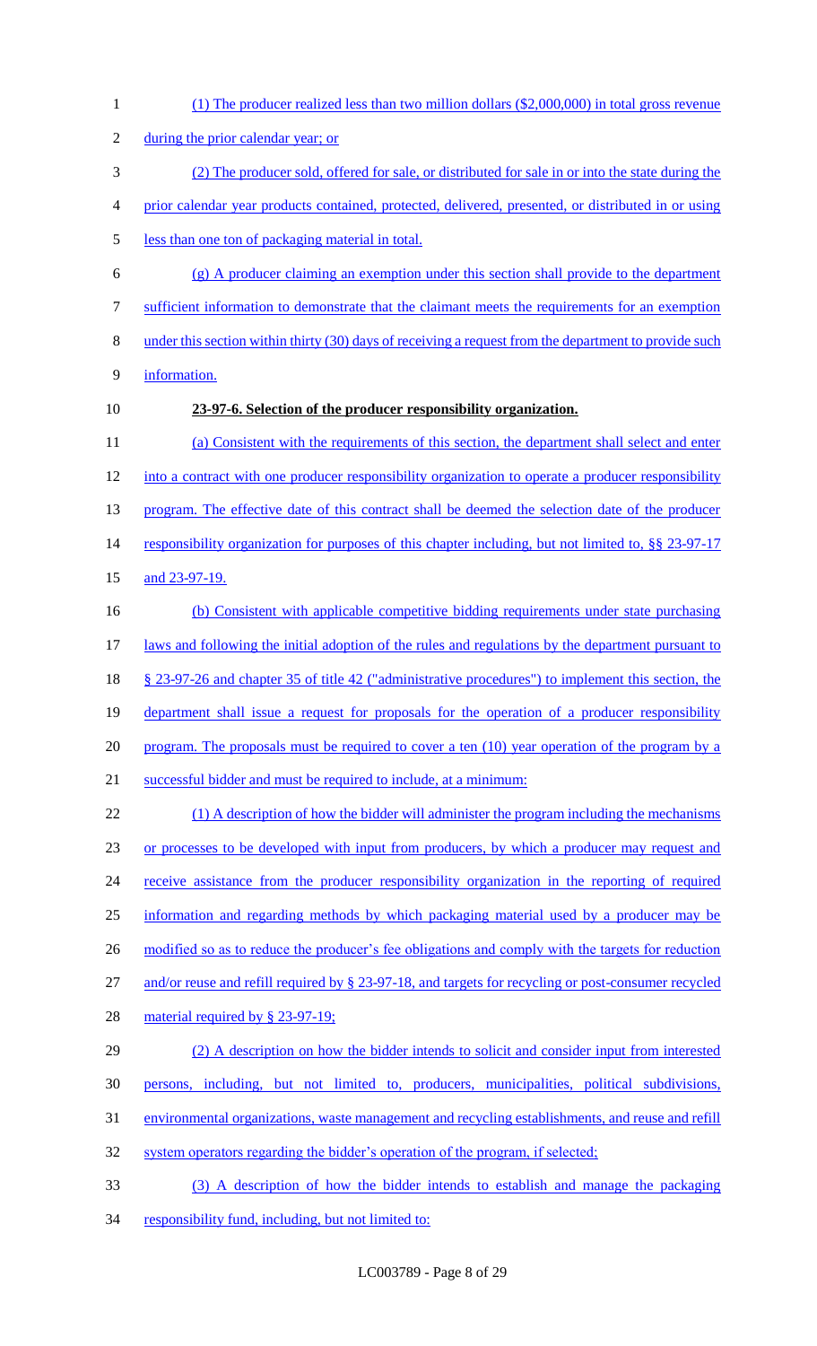(1) The producer realized less than two million dollars ($2,000,000) in total gross revenue during the prior calendar year; or

(2) The producer sold, offered for sale, or distributed for sale in or into the state during the prior calendar year products contained, protected, delivered, presented, or distributed in or using less than one ton of packaging material in total.

(g) A producer claiming an exemption under this section shall provide to the department sufficient information to demonstrate that the claimant meets the requirements for an exemption under this section within thirty (30) days of receiving a request from the department to provide such information.

**23-97-6. Selection of the producer responsibility organization.**

(a) Consistent with the requirements of this section, the department shall select and enter into a contract with one producer responsibility organization to operate a producer responsibility program. The effective date of this contract shall be deemed the selection date of the producer responsibility organization for purposes of this chapter including, but not limited to, §§ 23-97-17 and 23-97-19.

(b) Consistent with applicable competitive bidding requirements under state purchasing laws and following the initial adoption of the rules and regulations by the department pursuant to § 23-97-26 and chapter 35 of title 42 ("administrative procedures") to implement this section, the department shall issue a request for proposals for the operation of a producer responsibility program. The proposals must be required to cover a ten (10) year operation of the program by a successful bidder and must be required to include, at a minimum:

(1) A description of how the bidder will administer the program including the mechanisms or processes to be developed with input from producers, by which a producer may request and receive assistance from the producer responsibility organization in the reporting of required information and regarding methods by which packaging material used by a producer may be modified so as to reduce the producer's fee obligations and comply with the targets for reduction and/or reuse and refill required by § 23-97-18, and targets for recycling or post-consumer recycled material required by § 23-97-19;

(2) A description on how the bidder intends to solicit and consider input from interested persons, including, but not limited to, producers, municipalities, political subdivisions, environmental organizations, waste management and recycling establishments, and reuse and refill system operators regarding the bidder's operation of the program, if selected;

(3) A description of how the bidder intends to establish and manage the packaging responsibility fund, including, but not limited to: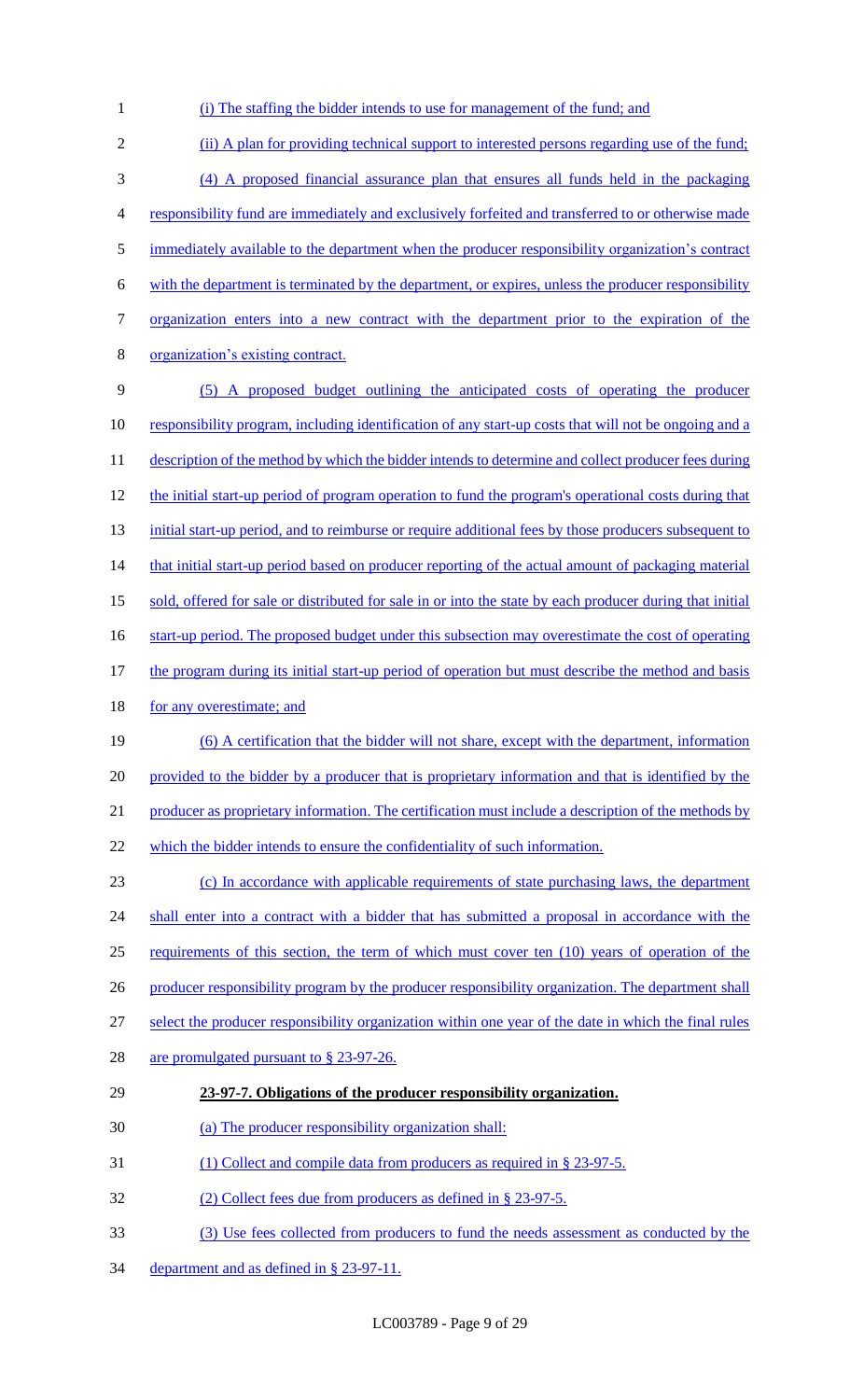(i) The staffing the bidder intends to use for management of the fund; and

(ii) A plan for providing technical support to interested persons regarding use of the fund;

(4) A proposed financial assurance plan that ensures all funds held in the packaging responsibility fund are immediately and exclusively forfeited and transferred to or otherwise made immediately available to the department when the producer responsibility organization's contract with the department is terminated by the department, or expires, unless the producer responsibility organization enters into a new contract with the department prior to the expiration of the organization's existing contract.

(5) A proposed budget outlining the anticipated costs of operating the producer responsibility program, including identification of any start-up costs that will not be ongoing and a description of the method by which the bidder intends to determine and collect producer fees during the initial start-up period of program operation to fund the program's operational costs during that initial start-up period, and to reimburse or require additional fees by those producers subsequent to that initial start-up period based on producer reporting of the actual amount of packaging material sold, offered for sale or distributed for sale in or into the state by each producer during that initial start-up period. The proposed budget under this subsection may overestimate the cost of operating the program during its initial start-up period of operation but must describe the method and basis for any overestimate; and

(6) A certification that the bidder will not share, except with the department, information provided to the bidder by a producer that is proprietary information and that is identified by the producer as proprietary information. The certification must include a description of the methods by which the bidder intends to ensure the confidentiality of such information.

(c) In accordance with applicable requirements of state purchasing laws, the department shall enter into a contract with a bidder that has submitted a proposal in accordance with the requirements of this section, the term of which must cover ten (10) years of operation of the producer responsibility program by the producer responsibility organization. The department shall select the producer responsibility organization within one year of the date in which the final rules are promulgated pursuant to § 23-97-26.

**23-97-7. Obligations of the producer responsibility organization.**

(a) The producer responsibility organization shall:

(1) Collect and compile data from producers as required in § 23-97-5.

(2) Collect fees due from producers as defined in § 23-97-5.

(3) Use fees collected from producers to fund the needs assessment as conducted by the department and as defined in § 23-97-11.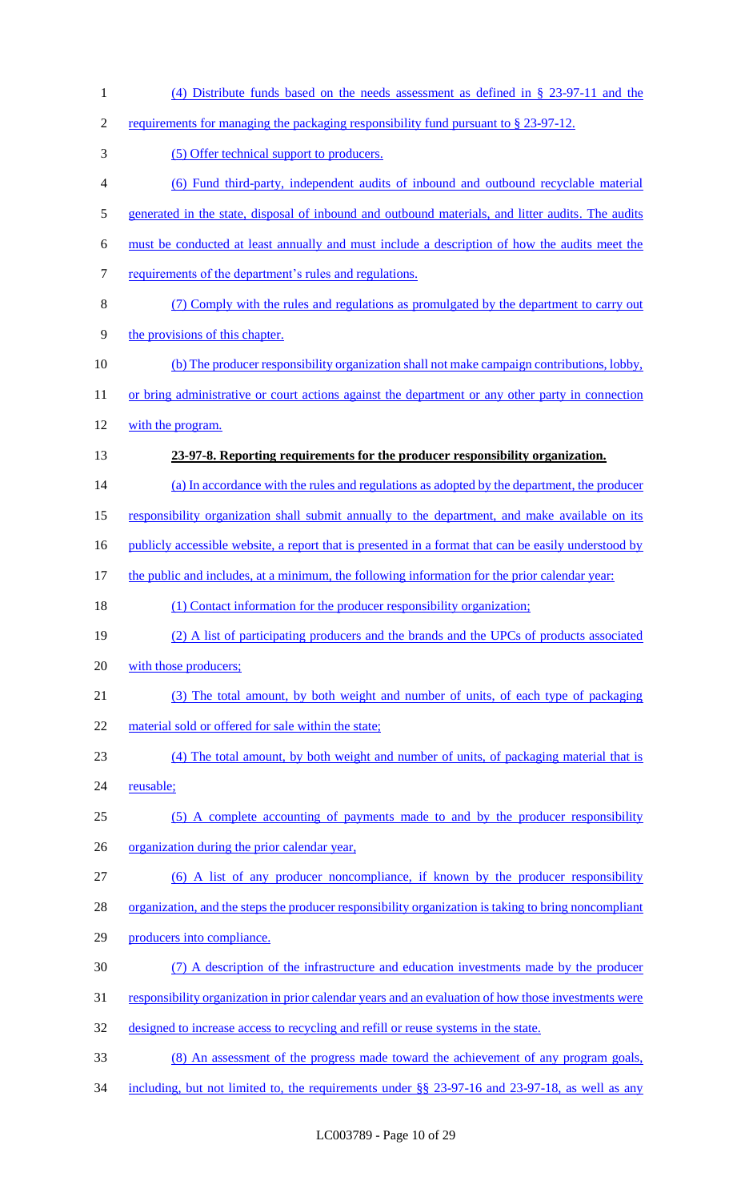(4) Distribute funds based on the needs assessment as defined in § 23-97-11 and the requirements for managing the packaging responsibility fund pursuant to § 23-97-12.

(5) Offer technical support to producers.

(6) Fund third-party, independent audits of inbound and outbound recyclable material generated in the state, disposal of inbound and outbound materials, and litter audits. The audits must be conducted at least annually and must include a description of how the audits meet the requirements of the department's rules and regulations.

(7) Comply with the rules and regulations as promulgated by the department to carry out the provisions of this chapter.

(b) The producer responsibility organization shall not make campaign contributions, lobby, or bring administrative or court actions against the department or any other party in connection with the program.

**23-97-8. Reporting requirements for the producer responsibility organization.**

(a) In accordance with the rules and regulations as adopted by the department, the producer responsibility organization shall submit annually to the department, and make available on its publicly accessible website, a report that is presented in a format that can be easily understood by the public and includes, at a minimum, the following information for the prior calendar year:

(1) Contact information for the producer responsibility organization;

(2) A list of participating producers and the brands and the UPCs of products associated with those producers;

(3) The total amount, by both weight and number of units, of each type of packaging material sold or offered for sale within the state;

(4) The total amount, by both weight and number of units, of packaging material that is reusable;

(5) A complete accounting of payments made to and by the producer responsibility organization during the prior calendar year,

(6) A list of any producer noncompliance, if known by the producer responsibility organization, and the steps the producer responsibility organization is taking to bring noncompliant producers into compliance.

(7) A description of the infrastructure and education investments made by the producer responsibility organization in prior calendar years and an evaluation of how those investments were designed to increase access to recycling and refill or reuse systems in the state.

(8) An assessment of the progress made toward the achievement of any program goals, including, but not limited to, the requirements under §§ 23-97-16 and 23-97-18, as well as any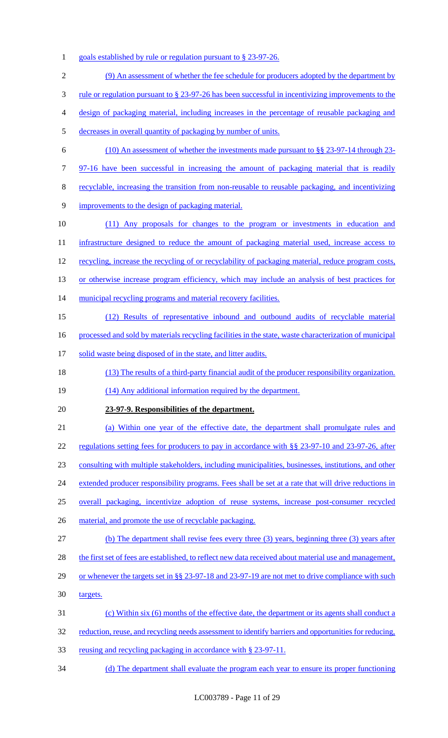goals established by rule or regulation pursuant to § 23-97-26.

(9) An assessment of whether the fee schedule for producers adopted by the department by rule or regulation pursuant to § 23-97-26 has been successful in incentivizing improvements to the design of packaging material, including increases in the percentage of reusable packaging and decreases in overall quantity of packaging by number of units.

(10) An assessment of whether the investments made pursuant to §§ 23-97-14 through 23-97-16 have been successful in increasing the amount of packaging material that is readily recyclable, increasing the transition from non-reusable to reusable packaging, and incentivizing improvements to the design of packaging material.

(11) Any proposals for changes to the program or investments in education and infrastructure designed to reduce the amount of packaging material used, increase access to recycling, increase the recycling of or recyclability of packaging material, reduce program costs, or otherwise increase program efficiency, which may include an analysis of best practices for municipal recycling programs and material recovery facilities.

(12) Results of representative inbound and outbound audits of recyclable material processed and sold by materials recycling facilities in the state, waste characterization of municipal solid waste being disposed of in the state, and litter audits.

(13) The results of a third-party financial audit of the producer responsibility organization.

(14) Any additional information required by the department.

**23-97-9. Responsibilities of the department.**

(a) Within one year of the effective date, the department shall promulgate rules and regulations setting fees for producers to pay in accordance with §§ 23-97-10 and 23-97-26, after consulting with multiple stakeholders, including municipalities, businesses, institutions, and other extended producer responsibility programs. Fees shall be set at a rate that will drive reductions in overall packaging, incentivize adoption of reuse systems, increase post-consumer recycled material, and promote the use of recyclable packaging.

(b) The department shall revise fees every three (3) years, beginning three (3) years after the first set of fees are established, to reflect new data received about material use and management, or whenever the targets set in §§ 23-97-18 and 23-97-19 are not met to drive compliance with such targets.

(c) Within six (6) months of the effective date, the department or its agents shall conduct a reduction, reuse, and recycling needs assessment to identify barriers and opportunities for reducing, reusing and recycling packaging in accordance with § 23-97-11.

(d) The department shall evaluate the program each year to ensure its proper functioning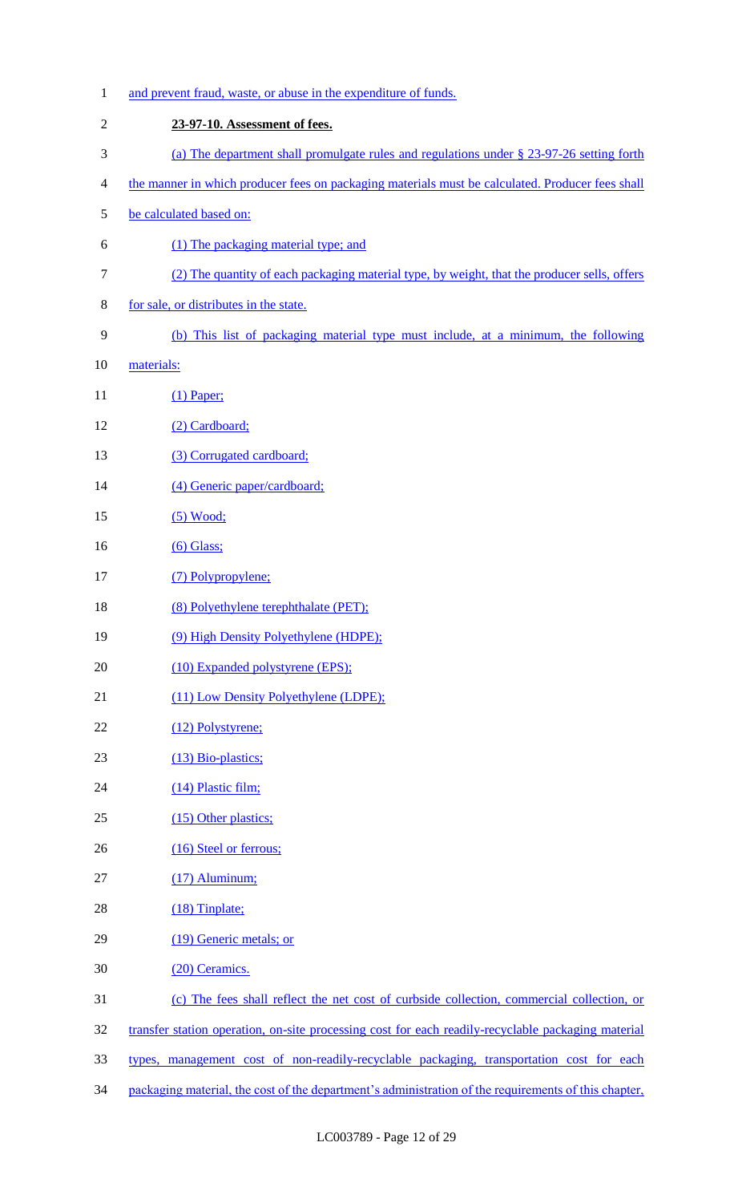and prevent fraud, waste, or abuse in the expenditure of funds.

**23-97-10. Assessment of fees.**

(a) The department shall promulgate rules and regulations under § 23-97-26 setting forth the manner in which producer fees on packaging materials must be calculated. Producer fees shall be calculated based on:

(1) The packaging material type; and

(2) The quantity of each packaging material type, by weight, that the producer sells, offers for sale, or distributes in the state.

(b) This list of packaging material type must include, at a minimum, the following materials:

(1) Paper;

(2) Cardboard;

(3) Corrugated cardboard;

(4) Generic paper/cardboard;

(5) Wood;

(6) Glass;

(7) Polypropylene;

(8) Polyethylene terephthalate (PET);

(9) High Density Polyethylene (HDPE);

(10) Expanded polystyrene (EPS);

(11) Low Density Polyethylene (LDPE);

(12) Polystyrene;

(13) Bio-plastics;

(14) Plastic film;

(15) Other plastics;

(16) Steel or ferrous;

(17) Aluminum;

(18) Tinplate;

(19) Generic metals; or

(20) Ceramics.

(c) The fees shall reflect the net cost of curbside collection, commercial collection, or transfer station operation, on-site processing cost for each readily-recyclable packaging material types, management cost of non-readily-recyclable packaging, transportation cost for each packaging material, the cost of the department's administration of the requirements of this chapter,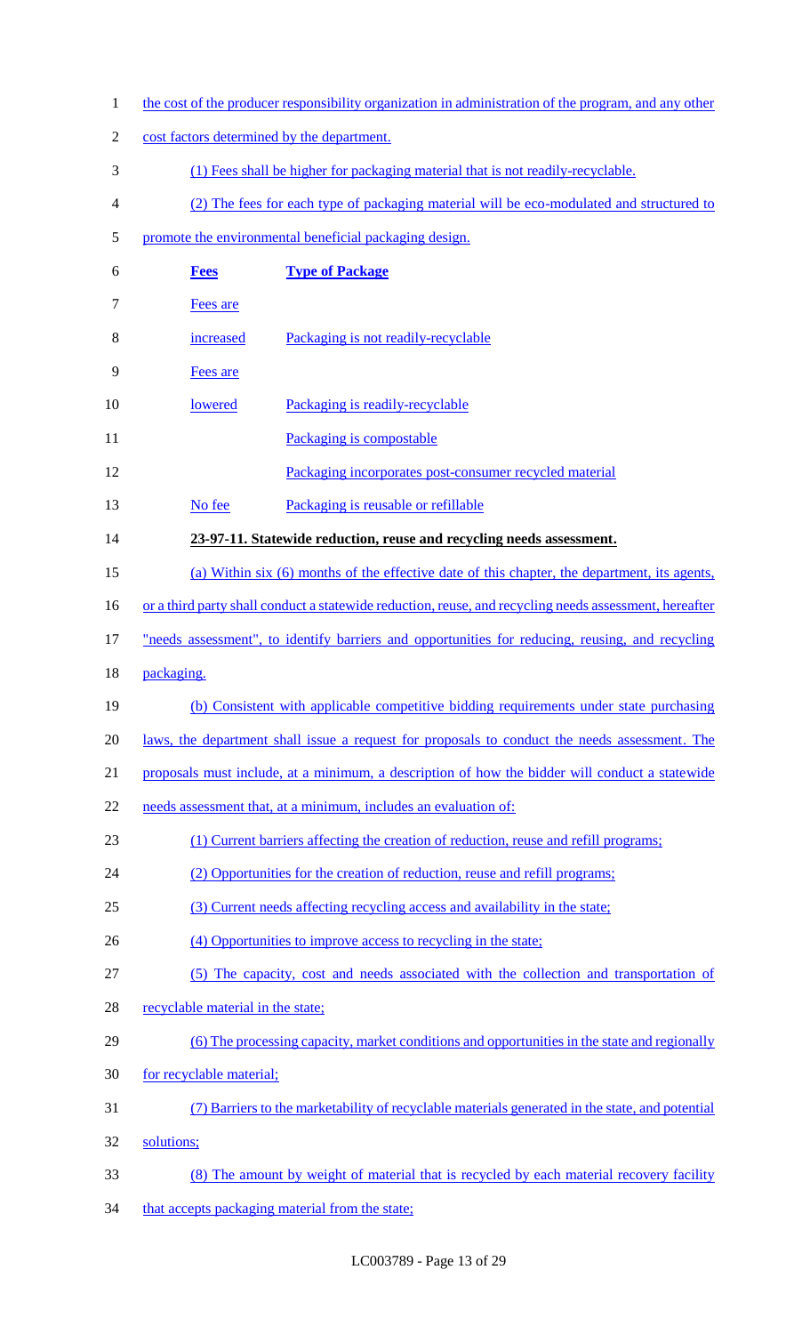the cost of the producer responsibility organization in administration of the program, and any other cost factors determined by the department.

(1) Fees shall be higher for packaging material that is not readily-recyclable.

(2) The fees for each type of packaging material will be eco-modulated and structured to promote the environmental beneficial packaging design.

| **Fees** | **Type of Package** |
|---|---|
| Fees are increased | Packaging is not readily-recyclable |
| Fees are lowered | Packaging is readily-recyclable |
| | Packaging is compostable |
| | Packaging incorporates post-consumer recycled material |
| No fee | Packaging is reusable or refillable |

**23-97-11. Statewide reduction, reuse and recycling needs assessment.**

(a) Within six (6) months of the effective date of this chapter, the department, its agents, or a third party shall conduct a statewide reduction, reuse, and recycling needs assessment, hereafter "needs assessment", to identify barriers and opportunities for reducing, reusing, and recycling packaging.

(b) Consistent with applicable competitive bidding requirements under state purchasing laws, the department shall issue a request for proposals to conduct the needs assessment. The proposals must include, at a minimum, a description of how the bidder will conduct a statewide needs assessment that, at a minimum, includes an evaluation of:

(1) Current barriers affecting the creation of reduction, reuse and refill programs;

(2) Opportunities for the creation of reduction, reuse and refill programs;

(3) Current needs affecting recycling access and availability in the state;

(4) Opportunities to improve access to recycling in the state;

(5) The capacity, cost and needs associated with the collection and transportation of recyclable material in the state;

(6) The processing capacity, market conditions and opportunities in the state and regionally for recyclable material;

(7) Barriers to the marketability of recyclable materials generated in the state, and potential solutions;

(8) The amount by weight of material that is recycled by each material recovery facility that accepts packaging material from the state;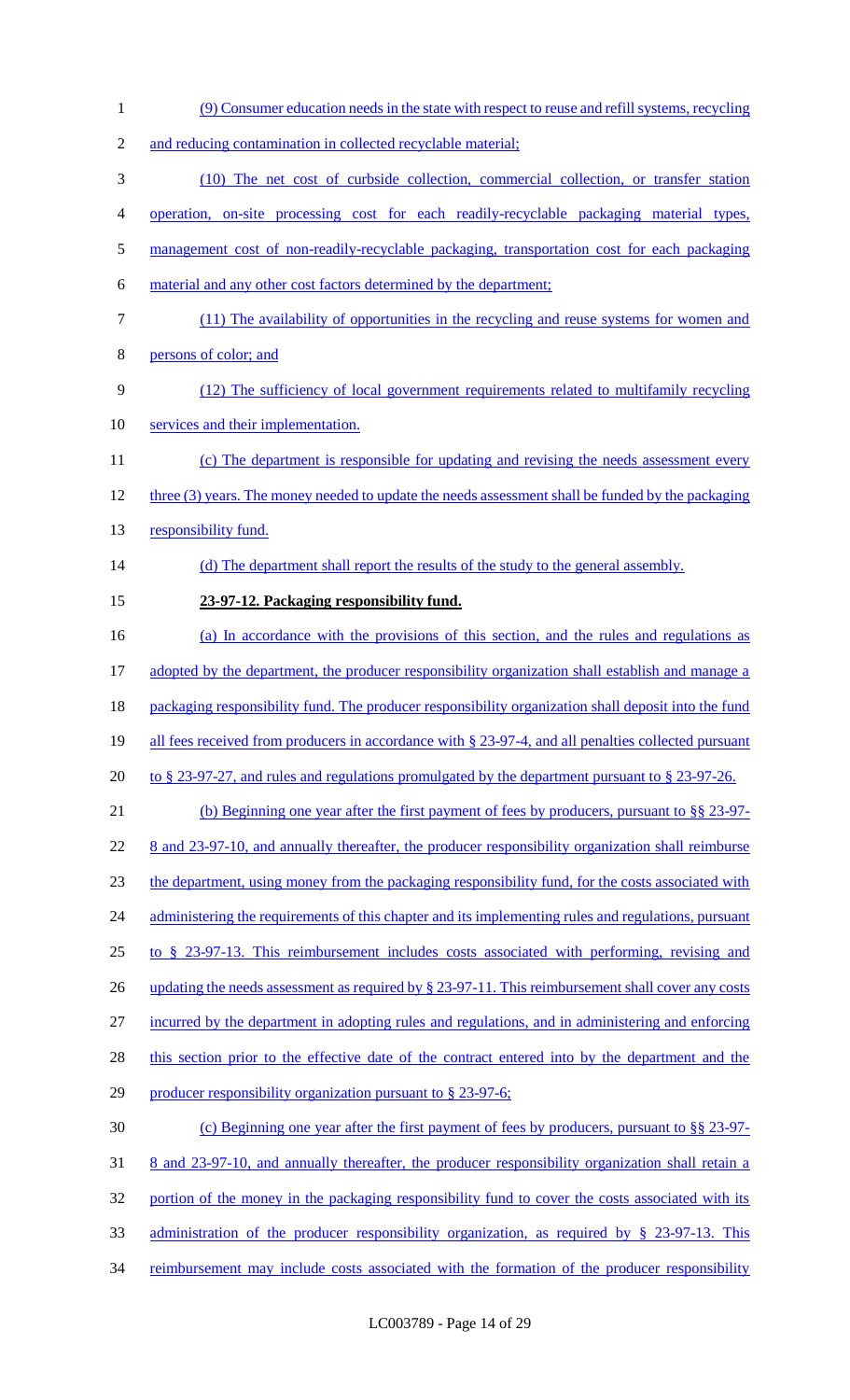(9) Consumer education needs in the state with respect to reuse and refill systems, recycling and reducing contamination in collected recyclable material;

(10) The net cost of curbside collection, commercial collection, or transfer station operation, on-site processing cost for each readily-recyclable packaging material types, management cost of non-readily-recyclable packaging, transportation cost for each packaging material and any other cost factors determined by the department;

(11) The availability of opportunities in the recycling and reuse systems for women and persons of color; and

(12) The sufficiency of local government requirements related to multifamily recycling services and their implementation.

(c) The department is responsible for updating and revising the needs assessment every three (3) years. The money needed to update the needs assessment shall be funded by the packaging responsibility fund.

(d) The department shall report the results of the study to the general assembly.

**23-97-12. Packaging responsibility fund.**

(a) In accordance with the provisions of this section, and the rules and regulations as adopted by the department, the producer responsibility organization shall establish and manage a packaging responsibility fund. The producer responsibility organization shall deposit into the fund all fees received from producers in accordance with § 23-97-4, and all penalties collected pursuant to § 23-97-27, and rules and regulations promulgated by the department pursuant to § 23-97-26.

(b) Beginning one year after the first payment of fees by producers, pursuant to §§ 23-97-8 and 23-97-10, and annually thereafter, the producer responsibility organization shall reimburse the department, using money from the packaging responsibility fund, for the costs associated with administering the requirements of this chapter and its implementing rules and regulations, pursuant to § 23-97-13. This reimbursement includes costs associated with performing, revising and updating the needs assessment as required by § 23-97-11. This reimbursement shall cover any costs incurred by the department in adopting rules and regulations, and in administering and enforcing this section prior to the effective date of the contract entered into by the department and the producer responsibility organization pursuant to § 23-97-6;

(c) Beginning one year after the first payment of fees by producers, pursuant to §§ 23-97-8 and 23-97-10, and annually thereafter, the producer responsibility organization shall retain a portion of the money in the packaging responsibility fund to cover the costs associated with its administration of the producer responsibility organization, as required by § 23-97-13. This reimbursement may include costs associated with the formation of the producer responsibility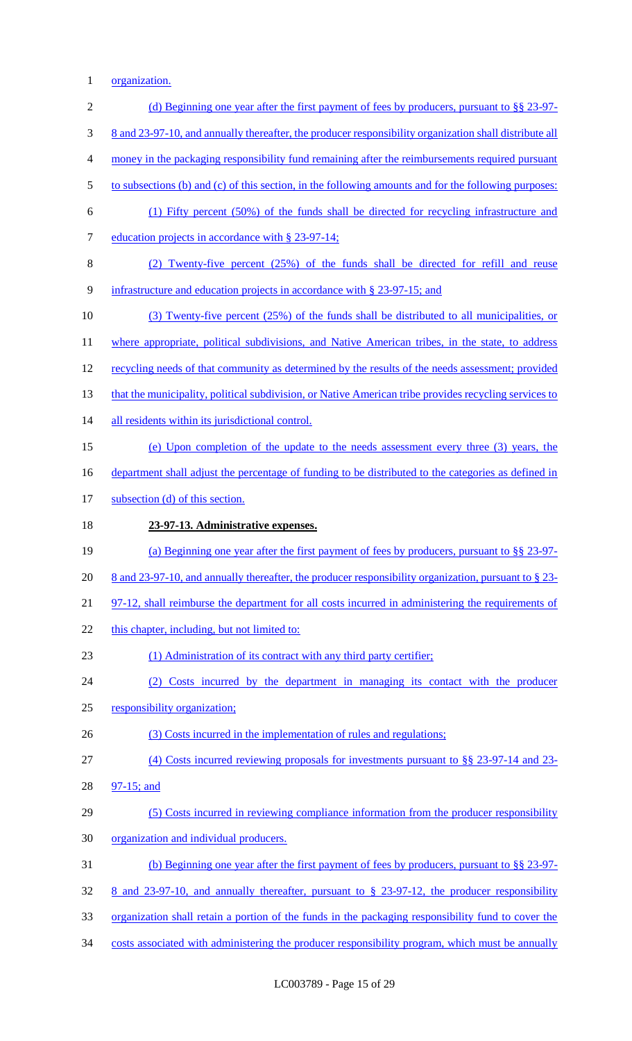organization.

(d) Beginning one year after the first payment of fees by producers, pursuant to §§ 23-97-8 and 23-97-10, and annually thereafter, the producer responsibility organization shall distribute all money in the packaging responsibility fund remaining after the reimbursements required pursuant to subsections (b) and (c) of this section, in the following amounts and for the following purposes:

(1) Fifty percent (50%) of the funds shall be directed for recycling infrastructure and education projects in accordance with § 23-97-14;

(2) Twenty-five percent (25%) of the funds shall be directed for refill and reuse infrastructure and education projects in accordance with § 23-97-15; and

(3) Twenty-five percent (25%) of the funds shall be distributed to all municipalities, or where appropriate, political subdivisions, and Native American tribes, in the state, to address recycling needs of that community as determined by the results of the needs assessment; provided that the municipality, political subdivision, or Native American tribe provides recycling services to all residents within its jurisdictional control.

(e) Upon completion of the update to the needs assessment every three (3) years, the department shall adjust the percentage of funding to be distributed to the categories as defined in subsection (d) of this section.

**23-97-13. Administrative expenses.**

(a) Beginning one year after the first payment of fees by producers, pursuant to §§ 23-97-8 and 23-97-10, and annually thereafter, the producer responsibility organization, pursuant to § 23-97-12, shall reimburse the department for all costs incurred in administering the requirements of this chapter, including, but not limited to:

(1) Administration of its contract with any third party certifier;

(2) Costs incurred by the department in managing its contact with the producer responsibility organization;

(3) Costs incurred in the implementation of rules and regulations;

(4) Costs incurred reviewing proposals for investments pursuant to §§ 23-97-14 and 23-97-15; and

(5) Costs incurred in reviewing compliance information from the producer responsibility organization and individual producers.

(b) Beginning one year after the first payment of fees by producers, pursuant to §§ 23-97-8 and 23-97-10, and annually thereafter, pursuant to § 23-97-12, the producer responsibility organization shall retain a portion of the funds in the packaging responsibility fund to cover the costs associated with administering the producer responsibility program, which must be annually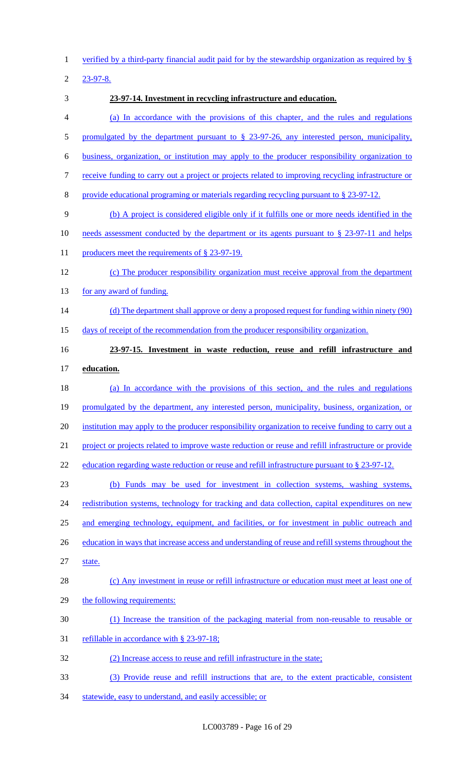verified by a third-party financial audit paid for by the stewardship organization as required by § 23-97-8.

**23-97-14. Investment in recycling infrastructure and education.**

(a) In accordance with the provisions of this chapter, and the rules and regulations promulgated by the department pursuant to § 23-97-26, any interested person, municipality, business, organization, or institution may apply to the producer responsibility organization to receive funding to carry out a project or projects related to improving recycling infrastructure or provide educational programing or materials regarding recycling pursuant to § 23-97-12.

(b) A project is considered eligible only if it fulfills one or more needs identified in the needs assessment conducted by the department or its agents pursuant to § 23-97-11 and helps producers meet the requirements of § 23-97-19.

(c) The producer responsibility organization must receive approval from the department for any award of funding.

(d) The department shall approve or deny a proposed request for funding within ninety (90) days of receipt of the recommendation from the producer responsibility organization.

**23-97-15. Investment in waste reduction, reuse and refill infrastructure and education.**

(a) In accordance with the provisions of this section, and the rules and regulations promulgated by the department, any interested person, municipality, business, organization, or institution may apply to the producer responsibility organization to receive funding to carry out a project or projects related to improve waste reduction or reuse and refill infrastructure or provide education regarding waste reduction or reuse and refill infrastructure pursuant to § 23-97-12.

(b) Funds may be used for investment in collection systems, washing systems, redistribution systems, technology for tracking and data collection, capital expenditures on new and emerging technology, equipment, and facilities, or for investment in public outreach and education in ways that increase access and understanding of reuse and refill systems throughout the state.

(c) Any investment in reuse or refill infrastructure or education must meet at least one of the following requirements:

(1) Increase the transition of the packaging material from non-reusable to reusable or refillable in accordance with § 23-97-18;

(2) Increase access to reuse and refill infrastructure in the state;

(3) Provide reuse and refill instructions that are, to the extent practicable, consistent statewide, easy to understand, and easily accessible; or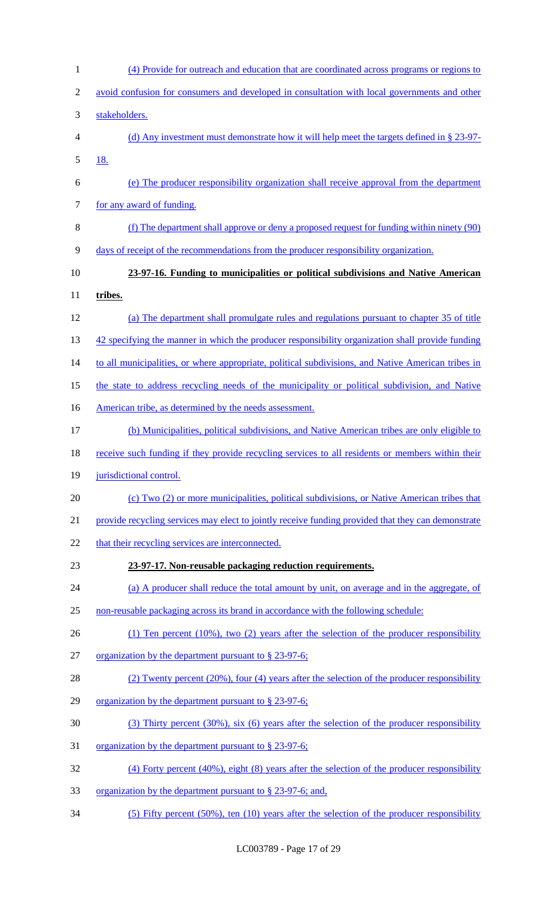(4) Provide for outreach and education that are coordinated across programs or regions to avoid confusion for consumers and developed in consultation with local governments and other stakeholders.

(d) Any investment must demonstrate how it will help meet the targets defined in § 23-97-18.

(e) The producer responsibility organization shall receive approval from the department for any award of funding.

(f) The department shall approve or deny a proposed request for funding within ninety (90) days of receipt of the recommendations from the producer responsibility organization.

**23-97-16. Funding to municipalities or political subdivisions and Native American tribes.**

(a) The department shall promulgate rules and regulations pursuant to chapter 35 of title 42 specifying the manner in which the producer responsibility organization shall provide funding to all municipalities, or where appropriate, political subdivisions, and Native American tribes in the state to address recycling needs of the municipality or political subdivision, and Native American tribe, as determined by the needs assessment.

(b) Municipalities, political subdivisions, and Native American tribes are only eligible to receive such funding if they provide recycling services to all residents or members within their jurisdictional control.

(c) Two (2) or more municipalities, political subdivisions, or Native American tribes that provide recycling services may elect to jointly receive funding provided that they can demonstrate that their recycling services are interconnected.

**23-97-17. Non-reusable packaging reduction requirements.**

(a) A producer shall reduce the total amount by unit, on average and in the aggregate, of non-reusable packaging across its brand in accordance with the following schedule:

(1) Ten percent (10%), two (2) years after the selection of the producer responsibility organization by the department pursuant to § 23-97-6;

(2) Twenty percent (20%), four (4) years after the selection of the producer responsibility organization by the department pursuant to § 23-97-6;

(3) Thirty percent (30%), six (6) years after the selection of the producer responsibility organization by the department pursuant to § 23-97-6;

(4) Forty percent (40%), eight (8) years after the selection of the producer responsibility organization by the department pursuant to § 23-97-6; and,

(5) Fifty percent (50%), ten (10) years after the selection of the producer responsibility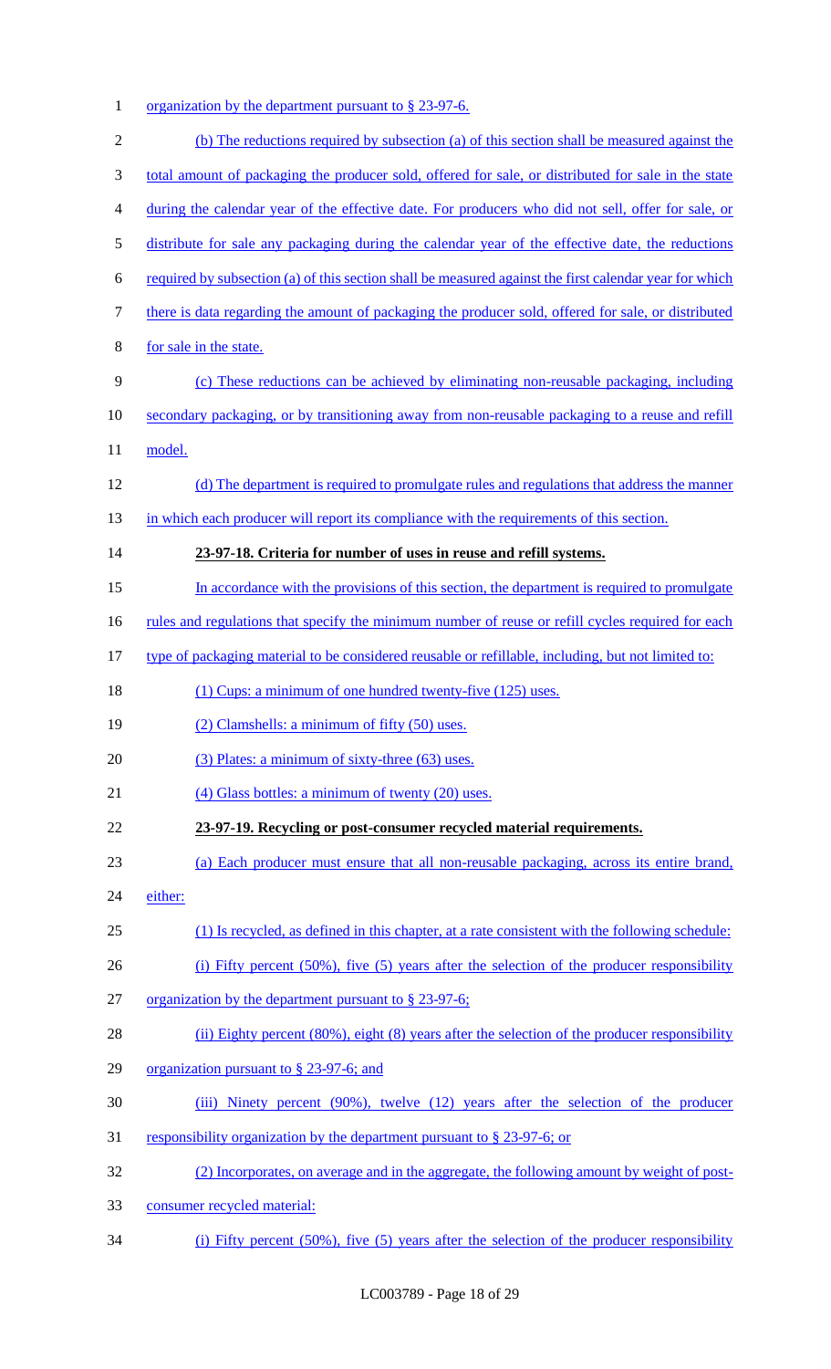organization by the department pursuant to § 23-97-6.

(b) The reductions required by subsection (a) of this section shall be measured against the total amount of packaging the producer sold, offered for sale, or distributed for sale in the state during the calendar year of the effective date. For producers who did not sell, offer for sale, or distribute for sale any packaging during the calendar year of the effective date, the reductions required by subsection (a) of this section shall be measured against the first calendar year for which there is data regarding the amount of packaging the producer sold, offered for sale, or distributed for sale in the state.

(c) These reductions can be achieved by eliminating non-reusable packaging, including secondary packaging, or by transitioning away from non-reusable packaging to a reuse and refill model.

(d) The department is required to promulgate rules and regulations that address the manner in which each producer will report its compliance with the requirements of this section.

**23-97-18. Criteria for number of uses in reuse and refill systems.**

In accordance with the provisions of this section, the department is required to promulgate rules and regulations that specify the minimum number of reuse or refill cycles required for each type of packaging material to be considered reusable or refillable, including, but not limited to:

(1) Cups: a minimum of one hundred twenty-five (125) uses.

(2) Clamshells: a minimum of fifty (50) uses.

(3) Plates: a minimum of sixty-three (63) uses.

(4) Glass bottles: a minimum of twenty (20) uses.

**23-97-19. Recycling or post-consumer recycled material requirements.**

(a) Each producer must ensure that all non-reusable packaging, across its entire brand, either:

(1) Is recycled, as defined in this chapter, at a rate consistent with the following schedule:

(i) Fifty percent (50%), five (5) years after the selection of the producer responsibility organization by the department pursuant to § 23-97-6;

(ii) Eighty percent (80%), eight (8) years after the selection of the producer responsibility organization pursuant to § 23-97-6; and

(iii) Ninety percent (90%), twelve (12) years after the selection of the producer responsibility organization by the department pursuant to § 23-97-6; or

(2) Incorporates, on average and in the aggregate, the following amount by weight of post-consumer recycled material:

(i) Fifty percent (50%), five (5) years after the selection of the producer responsibility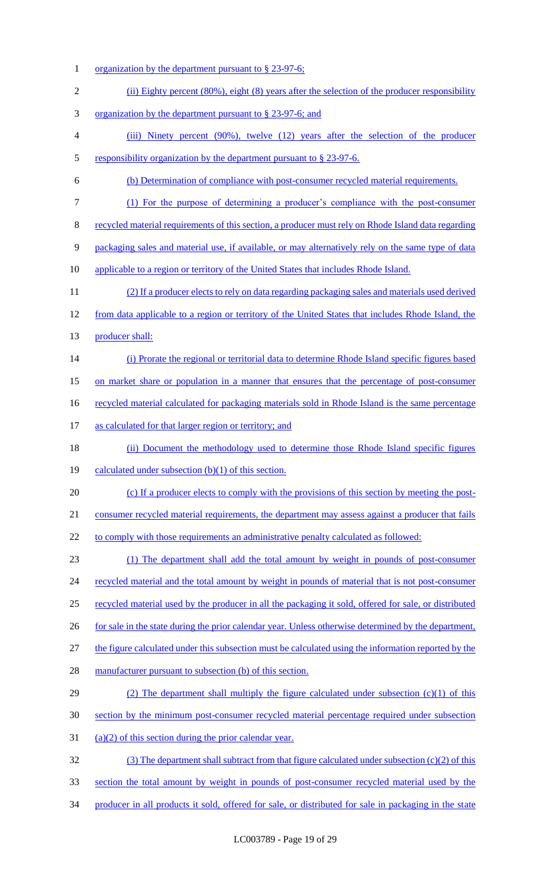organization by the department pursuant to § 23-97-6;

(ii) Eighty percent (80%), eight (8) years after the selection of the producer responsibility organization by the department pursuant to § 23-97-6; and

(iii) Ninety percent (90%), twelve (12) years after the selection of the producer responsibility organization by the department pursuant to § 23-97-6.

(b) Determination of compliance with post-consumer recycled material requirements.

(1) For the purpose of determining a producer's compliance with the post-consumer recycled material requirements of this section, a producer must rely on Rhode Island data regarding packaging sales and material use, if available, or may alternatively rely on the same type of data applicable to a region or territory of the United States that includes Rhode Island.

(2) If a producer elects to rely on data regarding packaging sales and materials used derived from data applicable to a region or territory of the United States that includes Rhode Island, the producer shall:

(i) Prorate the regional or territorial data to determine Rhode Island specific figures based on market share or population in a manner that ensures that the percentage of post-consumer recycled material calculated for packaging materials sold in Rhode Island is the same percentage as calculated for that larger region or territory; and

(ii) Document the methodology used to determine those Rhode Island specific figures calculated under subsection (b)(1) of this section.

(c) If a producer elects to comply with the provisions of this section by meeting the post-consumer recycled material requirements, the department may assess against a producer that fails to comply with those requirements an administrative penalty calculated as followed:

(1) The department shall add the total amount by weight in pounds of post-consumer recycled material and the total amount by weight in pounds of material that is not post-consumer recycled material used by the producer in all the packaging it sold, offered for sale, or distributed for sale in the state during the prior calendar year. Unless otherwise determined by the department, the figure calculated under this subsection must be calculated using the information reported by the manufacturer pursuant to subsection (b) of this section.

(2) The department shall multiply the figure calculated under subsection (c)(1) of this section by the minimum post-consumer recycled material percentage required under subsection (a)(2) of this section during the prior calendar year.

(3) The department shall subtract from that figure calculated under subsection (c)(2) of this section the total amount by weight in pounds of post-consumer recycled material used by the producer in all products it sold, offered for sale, or distributed for sale in packaging in the state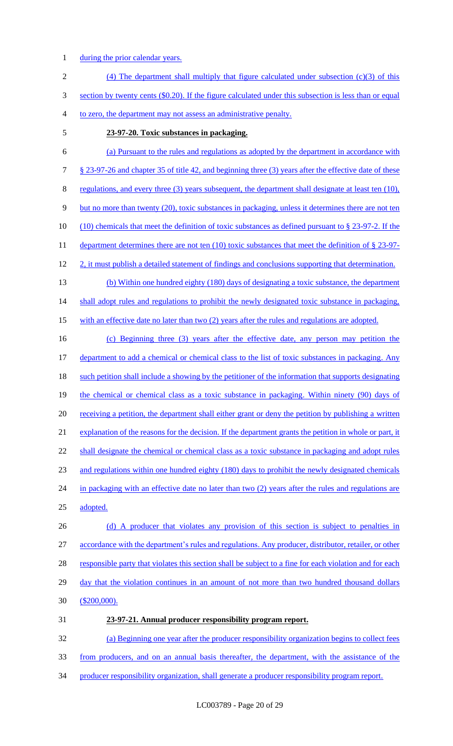during the prior calendar years.

(4) The department shall multiply that figure calculated under subsection (c)(3) of this section by twenty cents ($0.20). If the figure calculated under this subsection is less than or equal to zero, the department may not assess an administrative penalty.

**23-97-20. Toxic substances in packaging.**

(a) Pursuant to the rules and regulations as adopted by the department in accordance with § 23-97-26 and chapter 35 of title 42, and beginning three (3) years after the effective date of these regulations, and every three (3) years subsequent, the department shall designate at least ten (10), but no more than twenty (20), toxic substances in packaging, unless it determines there are not ten (10) chemicals that meet the definition of toxic substances as defined pursuant to § 23-97-2. If the department determines there are not ten (10) toxic substances that meet the definition of § 23-97-2, it must publish a detailed statement of findings and conclusions supporting that determination.

(b) Within one hundred eighty (180) days of designating a toxic substance, the department shall adopt rules and regulations to prohibit the newly designated toxic substance in packaging, with an effective date no later than two (2) years after the rules and regulations are adopted.

(c) Beginning three (3) years after the effective date, any person may petition the department to add a chemical or chemical class to the list of toxic substances in packaging. Any such petition shall include a showing by the petitioner of the information that supports designating the chemical or chemical class as a toxic substance in packaging. Within ninety (90) days of receiving a petition, the department shall either grant or deny the petition by publishing a written explanation of the reasons for the decision. If the department grants the petition in whole or part, it shall designate the chemical or chemical class as a toxic substance in packaging and adopt rules and regulations within one hundred eighty (180) days to prohibit the newly designated chemicals in packaging with an effective date no later than two (2) years after the rules and regulations are adopted.

(d) A producer that violates any provision of this section is subject to penalties in accordance with the department's rules and regulations. Any producer, distributor, retailer, or other responsible party that violates this section shall be subject to a fine for each violation and for each day that the violation continues in an amount of not more than two hundred thousand dollars ($200,000).

**23-97-21. Annual producer responsibility program report.**

(a) Beginning one year after the producer responsibility organization begins to collect fees from producers, and on an annual basis thereafter, the department, with the assistance of the producer responsibility organization, shall generate a producer responsibility program report.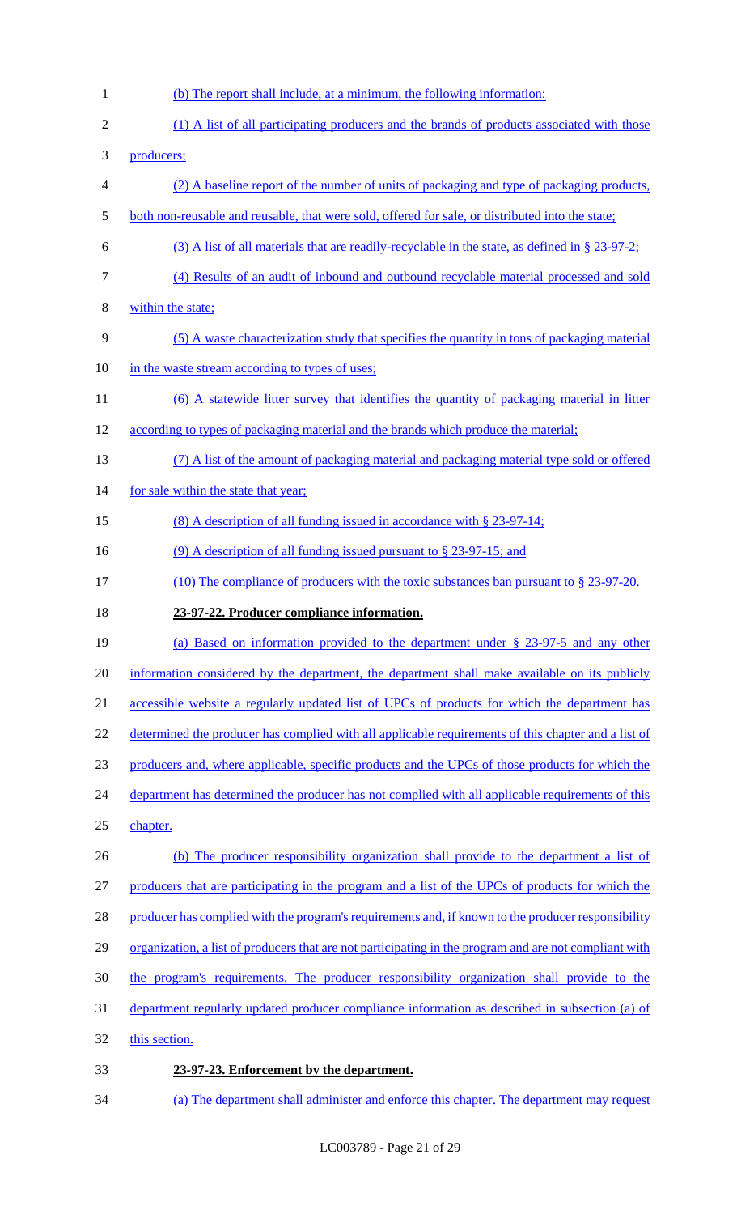(b) The report shall include, at a minimum, the following information:

(1) A list of all participating producers and the brands of products associated with those producers;

(2) A baseline report of the number of units of packaging and type of packaging products, both non-reusable and reusable, that were sold, offered for sale, or distributed into the state;

(3) A list of all materials that are readily-recyclable in the state, as defined in § 23-97-2;

(4) Results of an audit of inbound and outbound recyclable material processed and sold within the state;

(5) A waste characterization study that specifies the quantity in tons of packaging material in the waste stream according to types of uses;

(6) A statewide litter survey that identifies the quantity of packaging material in litter according to types of packaging material and the brands which produce the material;

(7) A list of the amount of packaging material and packaging material type sold or offered for sale within the state that year;

(8) A description of all funding issued in accordance with § 23-97-14;

(9) A description of all funding issued pursuant to § 23-97-15; and

(10) The compliance of producers with the toxic substances ban pursuant to § 23-97-20.

**23-97-22. Producer compliance information.**

(a) Based on information provided to the department under § 23-97-5 and any other information considered by the department, the department shall make available on its publicly accessible website a regularly updated list of UPCs of products for which the department has determined the producer has complied with all applicable requirements of this chapter and a list of producers and, where applicable, specific products and the UPCs of those products for which the department has determined the producer has not complied with all applicable requirements of this chapter.

(b) The producer responsibility organization shall provide to the department a list of producers that are participating in the program and a list of the UPCs of products for which the producer has complied with the program's requirements and, if known to the producer responsibility organization, a list of producers that are not participating in the program and are not compliant with the program's requirements. The producer responsibility organization shall provide to the department regularly updated producer compliance information as described in subsection (a) of this section.

**23-97-23. Enforcement by the department.**

(a) The department shall administer and enforce this chapter. The department may request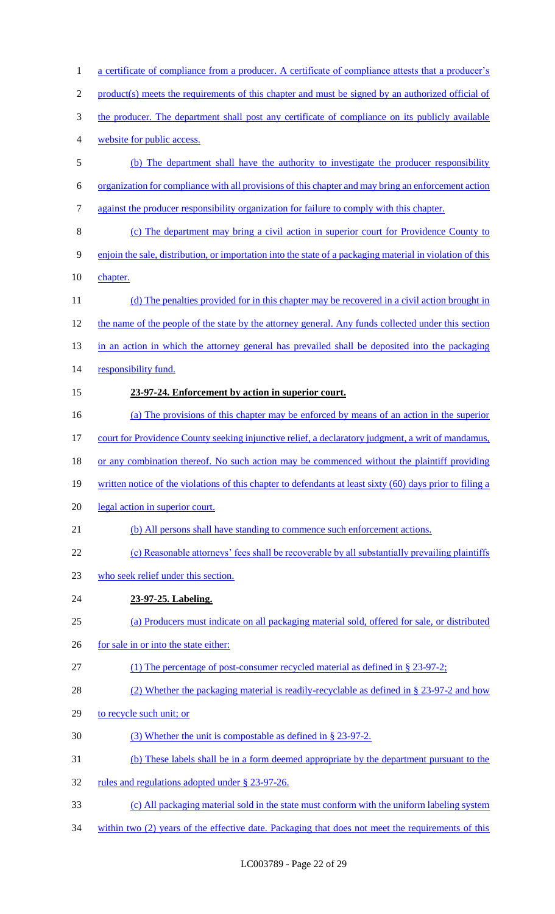a certificate of compliance from a producer. A certificate of compliance attests that a producer's product(s) meets the requirements of this chapter and must be signed by an authorized official of the producer. The department shall post any certificate of compliance on its publicly available website for public access.

(b) The department shall have the authority to investigate the producer responsibility organization for compliance with all provisions of this chapter and may bring an enforcement action against the producer responsibility organization for failure to comply with this chapter.

(c) The department may bring a civil action in superior court for Providence County to enjoin the sale, distribution, or importation into the state of a packaging material in violation of this chapter.

(d) The penalties provided for in this chapter may be recovered in a civil action brought in the name of the people of the state by the attorney general. Any funds collected under this section in an action in which the attorney general has prevailed shall be deposited into the packaging responsibility fund.

**23-97-24. Enforcement by action in superior court.**

(a) The provisions of this chapter may be enforced by means of an action in the superior court for Providence County seeking injunctive relief, a declaratory judgment, a writ of mandamus, or any combination thereof. No such action may be commenced without the plaintiff providing written notice of the violations of this chapter to defendants at least sixty (60) days prior to filing a legal action in superior court.

(b) All persons shall have standing to commence such enforcement actions.

(c) Reasonable attorneys' fees shall be recoverable by all substantially prevailing plaintiffs who seek relief under this section.

**23-97-25. Labeling.**

(a) Producers must indicate on all packaging material sold, offered for sale, or distributed for sale in or into the state either:

(1) The percentage of post-consumer recycled material as defined in § 23-97-2;

(2) Whether the packaging material is readily-recyclable as defined in § 23-97-2 and how to recycle such unit; or

(3) Whether the unit is compostable as defined in § 23-97-2.

(b) These labels shall be in a form deemed appropriate by the department pursuant to the rules and regulations adopted under § 23-97-26.

(c) All packaging material sold in the state must conform with the uniform labeling system within two (2) years of the effective date. Packaging that does not meet the requirements of this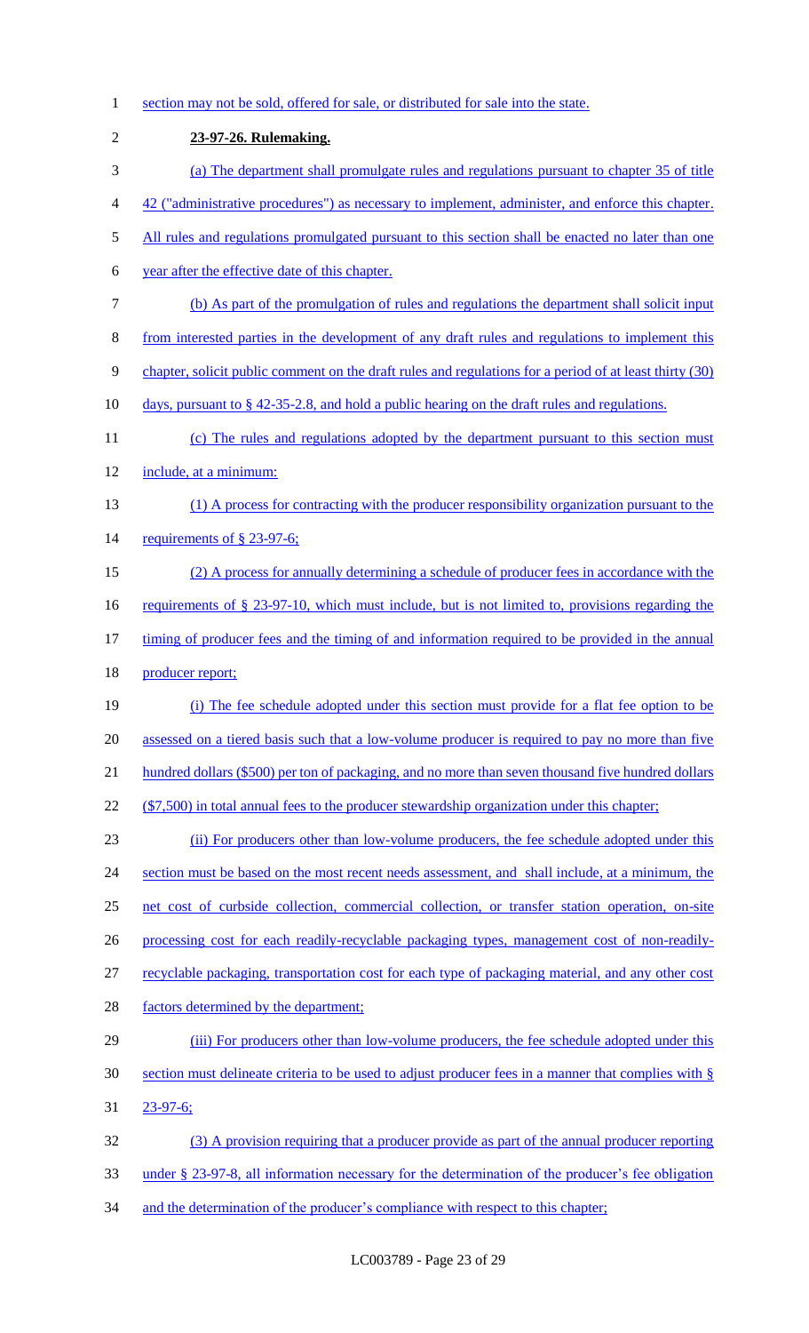section may not be sold, offered for sale, or distributed for sale into the state.

**23-97-26. Rulemaking.**

(a) The department shall promulgate rules and regulations pursuant to chapter 35 of title 42 ("administrative procedures") as necessary to implement, administer, and enforce this chapter. All rules and regulations promulgated pursuant to this section shall be enacted no later than one year after the effective date of this chapter.

(b) As part of the promulgation of rules and regulations the department shall solicit input from interested parties in the development of any draft rules and regulations to implement this chapter, solicit public comment on the draft rules and regulations for a period of at least thirty (30) days, pursuant to § 42-35-2.8, and hold a public hearing on the draft rules and regulations.

(c) The rules and regulations adopted by the department pursuant to this section must include, at a minimum:

(1) A process for contracting with the producer responsibility organization pursuant to the requirements of § 23-97-6;

(2) A process for annually determining a schedule of producer fees in accordance with the requirements of § 23-97-10, which must include, but is not limited to, provisions regarding the timing of producer fees and the timing of and information required to be provided in the annual producer report;

(i) The fee schedule adopted under this section must provide for a flat fee option to be assessed on a tiered basis such that a low-volume producer is required to pay no more than five hundred dollars ($500) per ton of packaging, and no more than seven thousand five hundred dollars ($7,500) in total annual fees to the producer stewardship organization under this chapter;

(ii) For producers other than low-volume producers, the fee schedule adopted under this section must be based on the most recent needs assessment, and shall include, at a minimum, the net cost of curbside collection, commercial collection, or transfer station operation, on-site processing cost for each readily-recyclable packaging types, management cost of non-readily-recyclable packaging, transportation cost for each type of packaging material, and any other cost factors determined by the department;

(iii) For producers other than low-volume producers, the fee schedule adopted under this section must delineate criteria to be used to adjust producer fees in a manner that complies with § 23-97-6;

(3) A provision requiring that a producer provide as part of the annual producer reporting under § 23-97-8, all information necessary for the determination of the producer's fee obligation and the determination of the producer's compliance with respect to this chapter;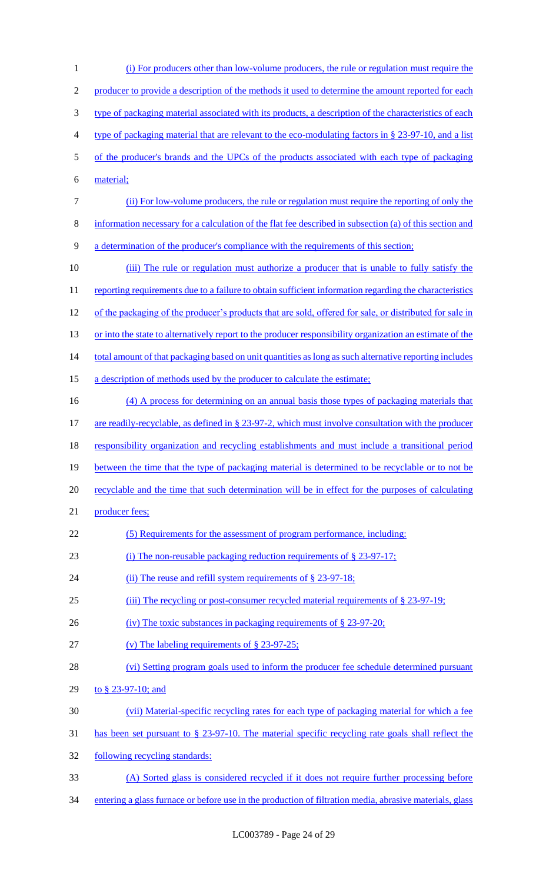(i) For producers other than low-volume producers, the rule or regulation must require the producer to provide a description of the methods it used to determine the amount reported for each type of packaging material associated with its products, a description of the characteristics of each type of packaging material that are relevant to the eco-modulating factors in § 23-97-10, and a list of the producer's brands and the UPCs of the products associated with each type of packaging material;

(ii) For low-volume producers, the rule or regulation must require the reporting of only the information necessary for a calculation of the flat fee described in subsection (a) of this section and a determination of the producer's compliance with the requirements of this section;

(iii) The rule or regulation must authorize a producer that is unable to fully satisfy the reporting requirements due to a failure to obtain sufficient information regarding the characteristics of the packaging of the producer's products that are sold, offered for sale, or distributed for sale in or into the state to alternatively report to the producer responsibility organization an estimate of the total amount of that packaging based on unit quantities as long as such alternative reporting includes a description of methods used by the producer to calculate the estimate;

(4) A process for determining on an annual basis those types of packaging materials that are readily-recyclable, as defined in § 23-97-2, which must involve consultation with the producer responsibility organization and recycling establishments and must include a transitional period between the time that the type of packaging material is determined to be recyclable or to not be recyclable and the time that such determination will be in effect for the purposes of calculating producer fees;

(5) Requirements for the assessment of program performance, including:

(i) The non-reusable packaging reduction requirements of § 23-97-17;

(ii) The reuse and refill system requirements of § 23-97-18;

(iii) The recycling or post-consumer recycled material requirements of § 23-97-19;

(iv) The toxic substances in packaging requirements of § 23-97-20;

(v) The labeling requirements of § 23-97-25;

(vi) Setting program goals used to inform the producer fee schedule determined pursuant to § 23-97-10; and

(vii) Material-specific recycling rates for each type of packaging material for which a fee has been set pursuant to § 23-97-10. The material specific recycling rate goals shall reflect the following recycling standards:

(A) Sorted glass is considered recycled if it does not require further processing before entering a glass furnace or before use in the production of filtration media, abrasive materials, glass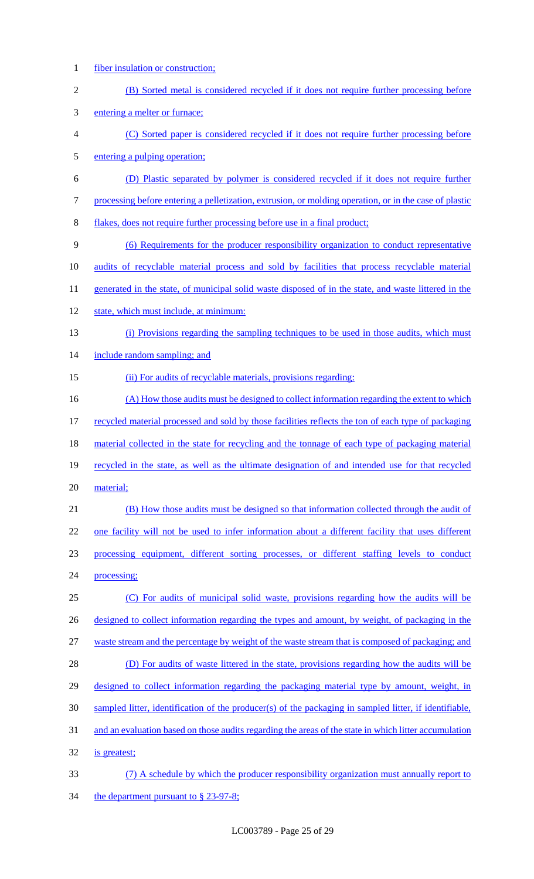fiber insulation or construction;

(B) Sorted metal is considered recycled if it does not require further processing before entering a melter or furnace;

(C) Sorted paper is considered recycled if it does not require further processing before entering a pulping operation;

(D) Plastic separated by polymer is considered recycled if it does not require further processing before entering a pelletization, extrusion, or molding operation, or in the case of plastic flakes, does not require further processing before use in a final product;

(6) Requirements for the producer responsibility organization to conduct representative audits of recyclable material process and sold by facilities that process recyclable material generated in the state, of municipal solid waste disposed of in the state, and waste littered in the state, which must include, at minimum:

(i) Provisions regarding the sampling techniques to be used in those audits, which must include random sampling; and

(ii) For audits of recyclable materials, provisions regarding:

(A) How those audits must be designed to collect information regarding the extent to which recycled material processed and sold by those facilities reflects the ton of each type of packaging material collected in the state for recycling and the tonnage of each type of packaging material recycled in the state, as well as the ultimate designation of and intended use for that recycled material;

(B) How those audits must be designed so that information collected through the audit of one facility will not be used to infer information about a different facility that uses different processing equipment, different sorting processes, or different staffing levels to conduct processing;

(C) For audits of municipal solid waste, provisions regarding how the audits will be designed to collect information regarding the types and amount, by weight, of packaging in the waste stream and the percentage by weight of the waste stream that is composed of packaging; and

(D) For audits of waste littered in the state, provisions regarding how the audits will be designed to collect information regarding the packaging material type by amount, weight, in sampled litter, identification of the producer(s) of the packaging in sampled litter, if identifiable, and an evaluation based on those audits regarding the areas of the state in which litter accumulation is greatest;

(7) A schedule by which the producer responsibility organization must annually report to the department pursuant to § 23-97-8;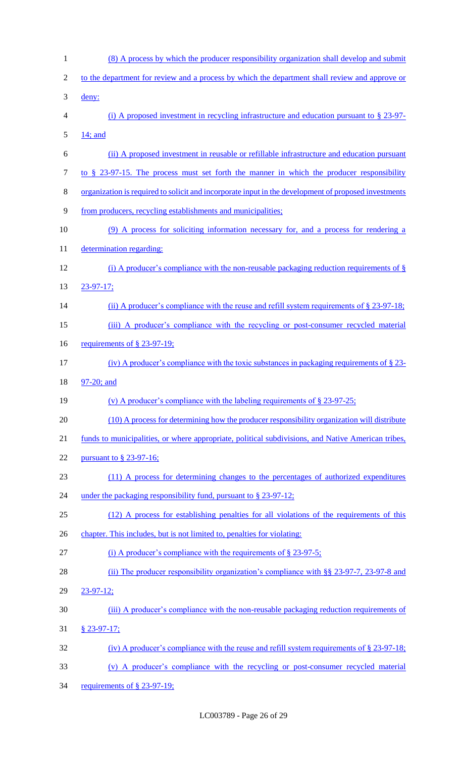(8) A process by which the producer responsibility organization shall develop and submit to the department for review and a process by which the department shall review and approve or deny:

(i) A proposed investment in recycling infrastructure and education pursuant to § 23-97-14; and

(ii) A proposed investment in reusable or refillable infrastructure and education pursuant to § 23-97-15. The process must set forth the manner in which the producer responsibility organization is required to solicit and incorporate input in the development of proposed investments from producers, recycling establishments and municipalities;

(9) A process for soliciting information necessary for, and a process for rendering a determination regarding:

(i) A producer's compliance with the non-reusable packaging reduction requirements of § 23-97-17;

(ii) A producer's compliance with the reuse and refill system requirements of § 23-97-18;

(iii) A producer's compliance with the recycling or post-consumer recycled material requirements of § 23-97-19;

(iv) A producer's compliance with the toxic substances in packaging requirements of § 23-97-20; and

(v) A producer's compliance with the labeling requirements of § 23-97-25;

(10) A process for determining how the producer responsibility organization will distribute funds to municipalities, or where appropriate, political subdivisions, and Native American tribes, pursuant to § 23-97-16;

(11) A process for determining changes to the percentages of authorized expenditures under the packaging responsibility fund, pursuant to § 23-97-12;

(12) A process for establishing penalties for all violations of the requirements of this chapter. This includes, but is not limited to, penalties for violating:

(i) A producer's compliance with the requirements of § 23-97-5;

(ii) The producer responsibility organization's compliance with §§ 23-97-7, 23-97-8 and 23-97-12;

(iii) A producer's compliance with the non-reusable packaging reduction requirements of § 23-97-17;

(iv) A producer's compliance with the reuse and refill system requirements of § 23-97-18;

(v) A producer's compliance with the recycling or post-consumer recycled material requirements of § 23-97-19;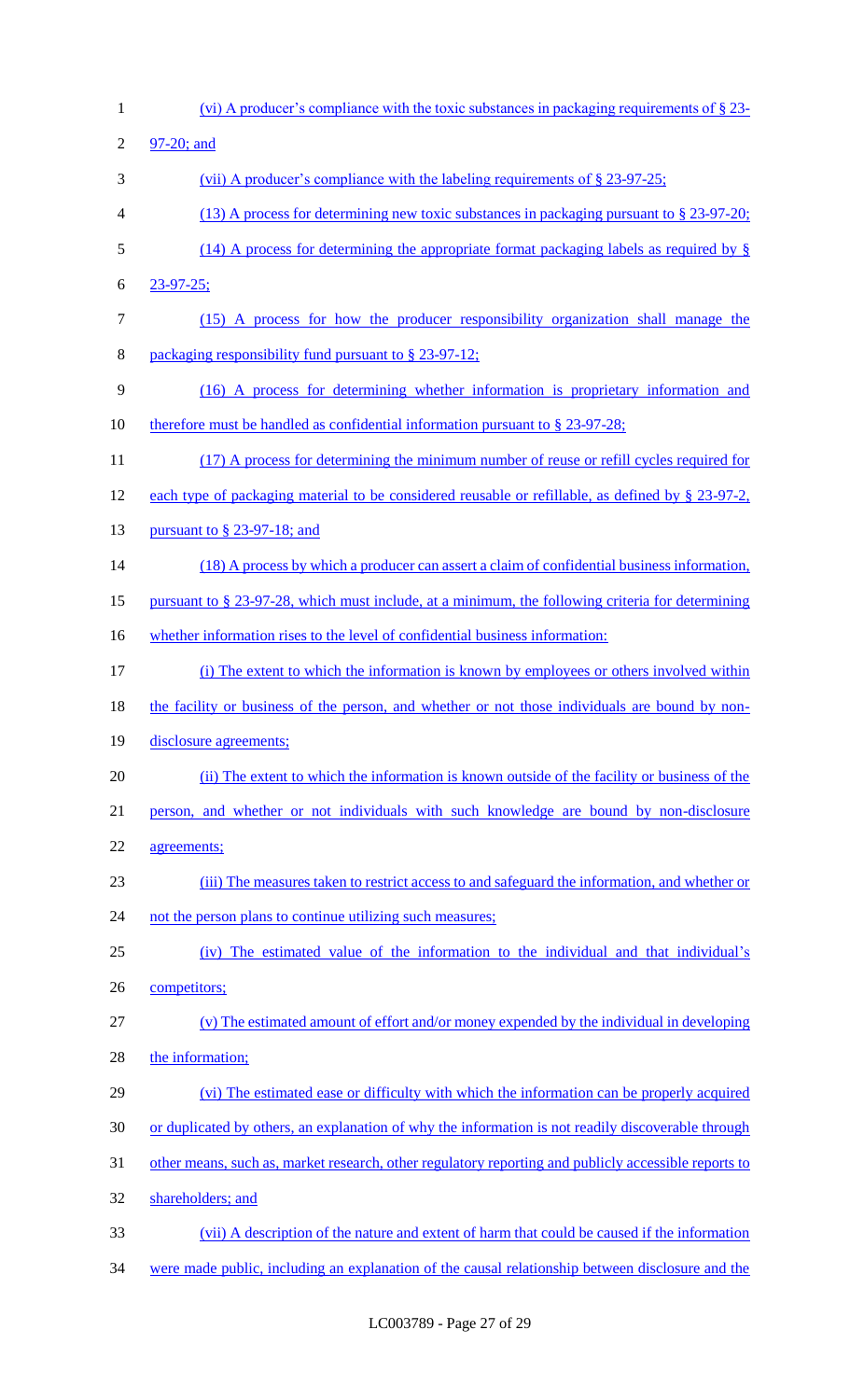(vi) A producer's compliance with the toxic substances in packaging requirements of § 23-97-20; and

(vii) A producer's compliance with the labeling requirements of § 23-97-25;

(13) A process for determining new toxic substances in packaging pursuant to § 23-97-20;

(14) A process for determining the appropriate format packaging labels as required by § 23-97-25;

(15) A process for how the producer responsibility organization shall manage the packaging responsibility fund pursuant to § 23-97-12;

(16) A process for determining whether information is proprietary information and therefore must be handled as confidential information pursuant to § 23-97-28;

(17) A process for determining the minimum number of reuse or refill cycles required for each type of packaging material to be considered reusable or refillable, as defined by § 23-97-2, pursuant to § 23-97-18; and

(18) A process by which a producer can assert a claim of confidential business information, pursuant to § 23-97-28, which must include, at a minimum, the following criteria for determining whether information rises to the level of confidential business information:

(i) The extent to which the information is known by employees or others involved within the facility or business of the person, and whether or not those individuals are bound by non-disclosure agreements;

(ii) The extent to which the information is known outside of the facility or business of the person, and whether or not individuals with such knowledge are bound by non-disclosure agreements;

(iii) The measures taken to restrict access to and safeguard the information, and whether or not the person plans to continue utilizing such measures;

(iv) The estimated value of the information to the individual and that individual's competitors;

(v) The estimated amount of effort and/or money expended by the individual in developing the information;

(vi) The estimated ease or difficulty with which the information can be properly acquired or duplicated by others, an explanation of why the information is not readily discoverable through other means, such as, market research, other regulatory reporting and publicly accessible reports to shareholders; and

(vii) A description of the nature and extent of harm that could be caused if the information were made public, including an explanation of the causal relationship between disclosure and the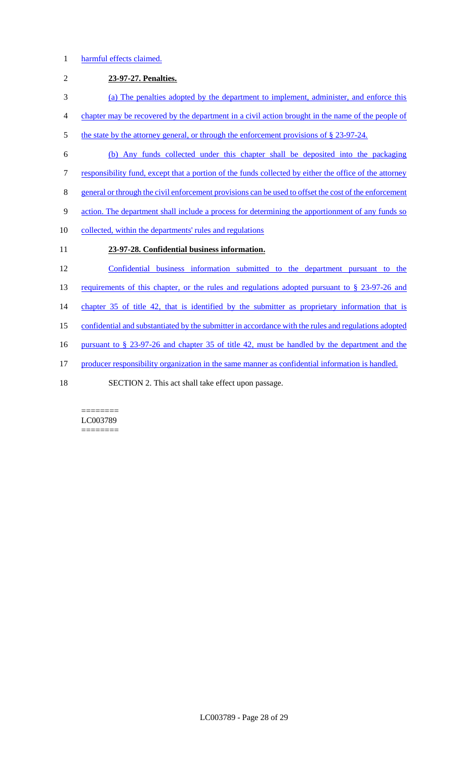harmful effects claimed.

**23-97-27. Penalties.**

(a) The penalties adopted by the department to implement, administer, and enforce this chapter may be recovered by the department in a civil action brought in the name of the people of the state by the attorney general, or through the enforcement provisions of § 23-97-24.

(b) Any funds collected under this chapter shall be deposited into the packaging responsibility fund, except that a portion of the funds collected by either the office of the attorney general or through the civil enforcement provisions can be used to offset the cost of the enforcement action. The department shall include a process for determining the apportionment of any funds so collected, within the departments' rules and regulations

**23-97-28. Confidential business information.**

Confidential business information submitted to the department pursuant to the requirements of this chapter, or the rules and regulations adopted pursuant to § 23-97-26 and chapter 35 of title 42, that is identified by the submitter as proprietary information that is confidential and substantiated by the submitter in accordance with the rules and regulations adopted pursuant to § 23-97-26 and chapter 35 of title 42, must be handled by the department and the producer responsibility organization in the same manner as confidential information is handled.

SECTION 2. This act shall take effect upon passage.

========
LC003789
========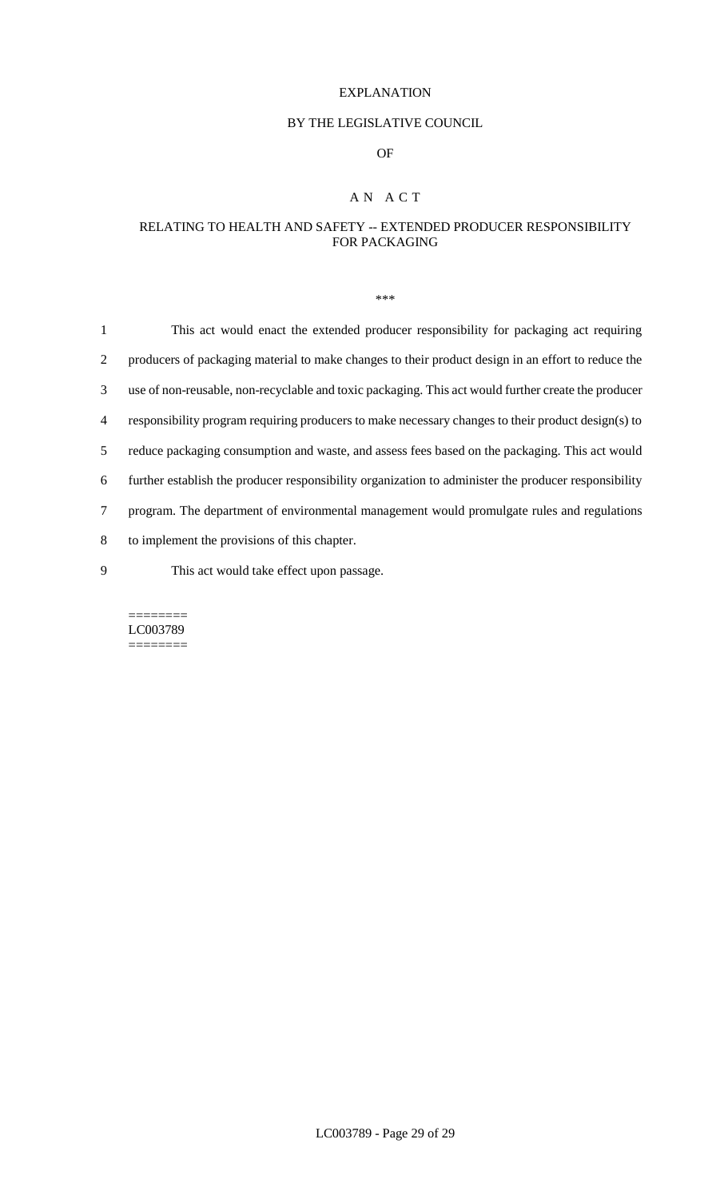EXPLANATION

BY THE LEGISLATIVE COUNCIL

OF

A N A C T

RELATING TO HEALTH AND SAFETY -- EXTENDED PRODUCER RESPONSIBILITY FOR PACKAGING

\*\*\*

This act would enact the extended producer responsibility for packaging act requiring producers of packaging material to make changes to their product design in an effort to reduce the use of non-reusable, non-recyclable and toxic packaging. This act would further create the producer responsibility program requiring producers to make necessary changes to their product design(s) to reduce packaging consumption and waste, and assess fees based on the packaging. This act would further establish the producer responsibility organization to administer the producer responsibility program. The department of environmental management would promulgate rules and regulations to implement the provisions of this chapter.

This act would take effect upon passage.

========
LC003789
========